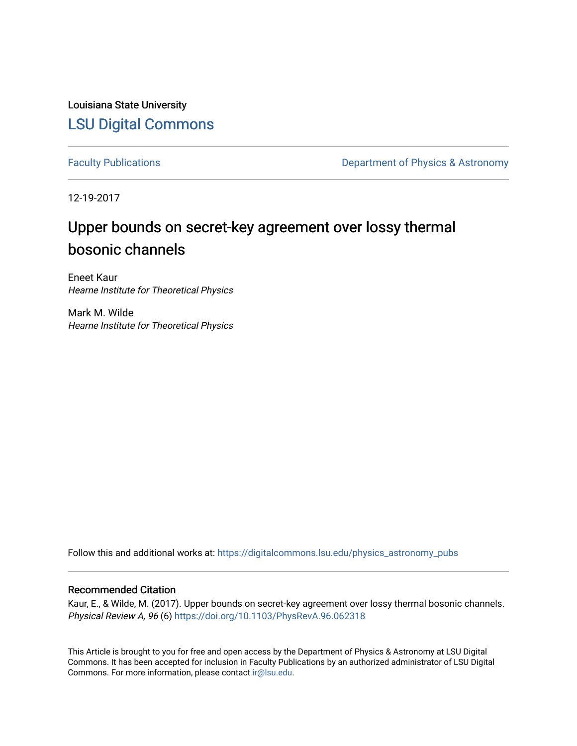Louisiana State University

LSU Digital Commons

Faculty Publications

Department of Physics & Astronomy

12-19-2017

# Upper bounds on secret-key agreement over lossy thermal bosonic channels

Eneet Kaur
*Hearne Institute for Theoretical Physics*

Mark M. Wilde
*Hearne Institute for Theoretical Physics*

Follow this and additional works at: https://digitalcommons.lsu.edu/physics_astronomy_pubs

## Recommended Citation

Kaur, E., & Wilde, M. (2017). Upper bounds on secret-key agreement over lossy thermal bosonic channels. *Physical Review A, 96* (6) https://doi.org/10.1103/PhysRevA.96.062318

This Article is brought to you for free and open access by the Department of Physics & Astronomy at LSU Digital Commons. It has been accepted for inclusion in Faculty Publications by an authorized administrator of LSU Digital Commons. For more information, please contact ir@lsu.edu.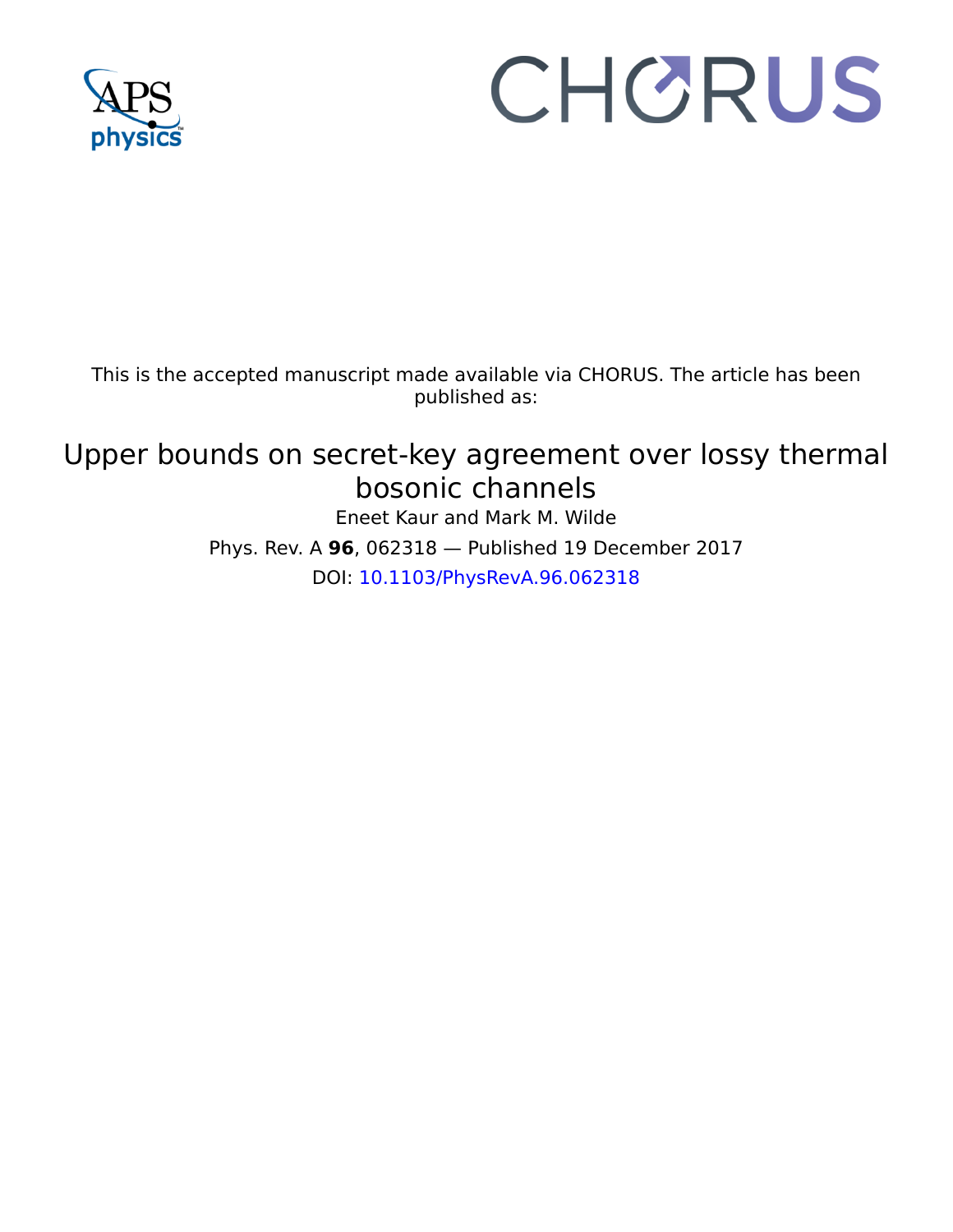This is the accepted manuscript made available via CHORUS. The article has been published as:

# Upper bounds on secret-key agreement over lossy thermal bosonic channels

Eneet Kaur and Mark M. Wilde

Phys. Rev. A **96**, 062318 — Published 19 December 2017

DOI: 10.1103/PhysRevA.96.062318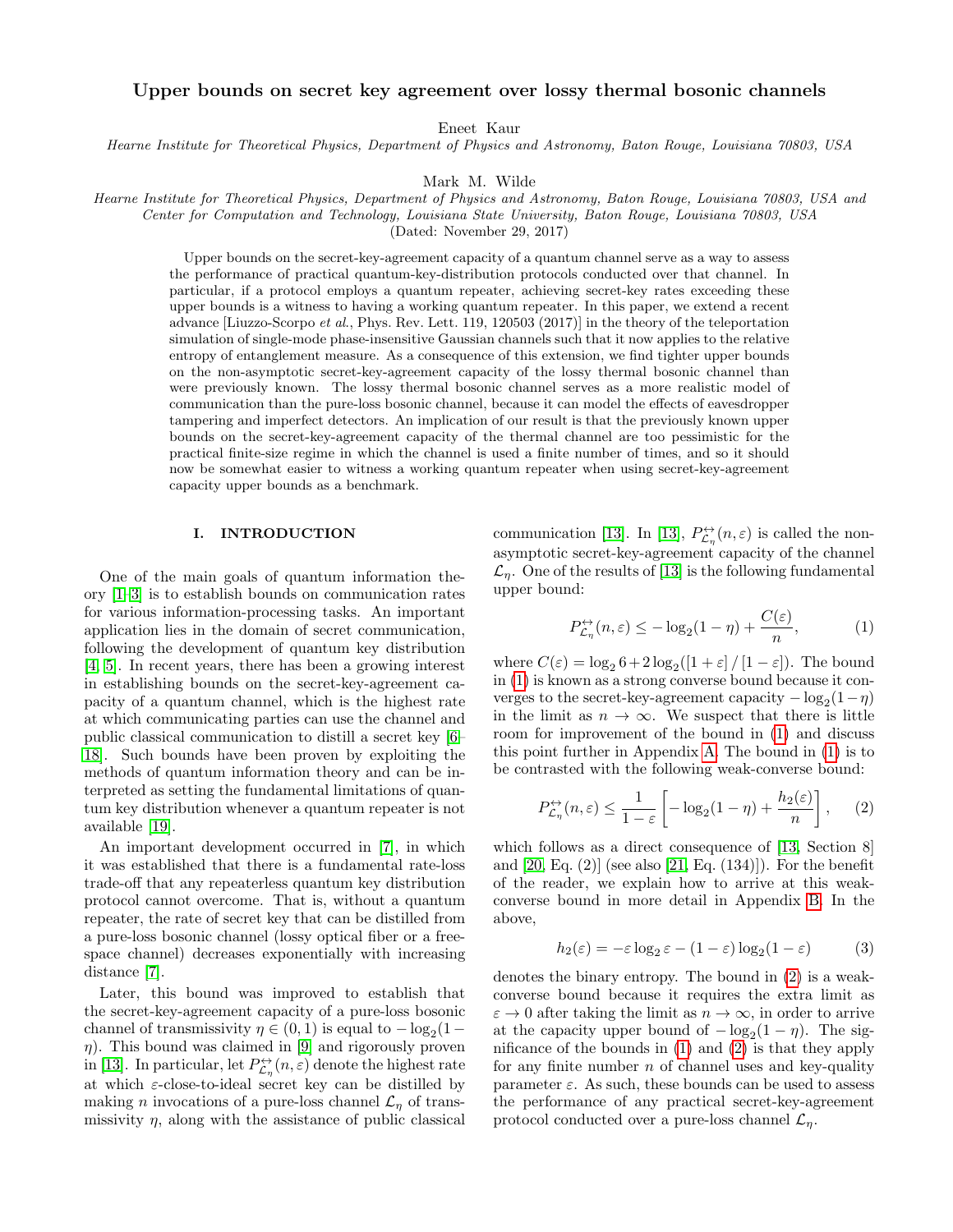# Upper bounds on secret key agreement over lossy thermal bosonic channels

Eneet Kaur

*Hearne Institute for Theoretical Physics, Department of Physics and Astronomy, Baton Rouge, Louisiana 70803, USA*

Mark M. Wilde

*Hearne Institute for Theoretical Physics, Department of Physics and Astronomy, Baton Rouge, Louisiana 70803, USA and Center for Computation and Technology, Louisiana State University, Baton Rouge, Louisiana 70803, USA*

(Dated: November 29, 2017)

Upper bounds on the secret-key-agreement capacity of a quantum channel serve as a way to assess the performance of practical quantum-key-distribution protocols conducted over that channel. In particular, if a protocol employs a quantum repeater, achieving secret-key rates exceeding these upper bounds is a witness to having a working quantum repeater. In this paper, we extend a recent advance [Liuzzo-Scorpo *et al.*, Phys. Rev. Lett. 119, 120503 (2017)] in the theory of the teleportation simulation of single-mode phase-insensitive Gaussian channels such that it now applies to the relative entropy of entanglement measure. As a consequence of this extension, we find tighter upper bounds on the non-asymptotic secret-key-agreement capacity of the lossy thermal bosonic channel than were previously known. The lossy thermal bosonic channel serves as a more realistic model of communication than the pure-loss bosonic channel, because it can model the effects of eavesdropper tampering and imperfect detectors. An implication of our result is that the previously known upper bounds on the secret-key-agreement capacity of the thermal channel are too pessimistic for the practical finite-size regime in which the channel is used a finite number of times, and so it should now be somewhat easier to witness a working quantum repeater when using secret-key-agreement capacity upper bounds as a benchmark.

## I. INTRODUCTION

One of the main goals of quantum information theory [1–3] is to establish bounds on communication rates for various information-processing tasks. An important application lies in the domain of secret communication, following the development of quantum key distribution [4, 5]. In recent years, there has been a growing interest in establishing bounds on the secret-key-agreement capacity of a quantum channel, which is the highest rate at which communicating parties can use the channel and public classical communication to distill a secret key [6–18]. Such bounds have been proven by exploiting the methods of quantum information theory and can be interpreted as setting the fundamental limitations of quantum key distribution whenever a quantum repeater is not available [19].

An important development occurred in [7], in which it was established that there is a fundamental rate-loss trade-off that any repeaterless quantum key distribution protocol cannot overcome. That is, without a quantum repeater, the rate of secret key that can be distilled from a pure-loss bosonic channel (lossy optical fiber or a free-space channel) decreases exponentially with increasing distance [7].

Later, this bound was improved to establish that the secret-key-agreement capacity of a pure-loss bosonic channel of transmissivity $\eta \in (0,1)$ is equal to $-\log_2(1-\eta)$. This bound was claimed in [9] and rigorously proven in [13]. In particular, let $P^{\leftrightarrow}_{\mathcal{L}_\eta}(n,\varepsilon)$ denote the highest rate at which $\varepsilon$-close-to-ideal secret key can be distilled by making $n$ invocations of a pure-loss channel $\mathcal{L}_\eta$ of transmissivity $\eta$, along with the assistance of public classical communication [13]. In [13], $P^{\leftrightarrow}_{\mathcal{L}_\eta}(n,\varepsilon)$ is called the non-asymptotic secret-key-agreement capacity of the channel $\mathcal{L}_\eta$. One of the results of [13] is the following fundamental upper bound:

$$P^{\leftrightarrow}_{\mathcal{L}_\eta}(n,\varepsilon) \leq -\log_2(1-\eta) + \frac{C(\varepsilon)}{n}, \tag{1}$$

where $C(\varepsilon) = \log_2 6 + 2\log_2([1+\varepsilon]/[1-\varepsilon])$. The bound in (1) is known as a strong converse bound because it converges to the secret-key-agreement capacity $-\log_2(1-\eta)$ in the limit as $n \to \infty$. We suspect that there is little room for improvement of the bound in (1) and discuss this point further in Appendix A. The bound in (1) is to be contrasted with the following weak-converse bound:

$$P^{\leftrightarrow}_{\mathcal{L}_\eta}(n,\varepsilon) \leq \frac{1}{1-\varepsilon}\left[-\log_2(1-\eta) + \frac{h_2(\varepsilon)}{n}\right], \tag{2}$$

which follows as a direct consequence of [13, Section 8] and [20, Eq. (2)] (see also [21, Eq. (134)]). For the benefit of the reader, we explain how to arrive at this weak-converse bound in more detail in Appendix B. In the above,

$$h_2(\varepsilon) = -\varepsilon\log_2\varepsilon - (1-\varepsilon)\log_2(1-\varepsilon) \tag{3}$$

denotes the binary entropy. The bound in (2) is a weak-converse bound because it requires the extra limit as $\varepsilon \to 0$ after taking the limit as $n \to \infty$, in order to arrive at the capacity upper bound of $-\log_2(1-\eta)$. The significance of the bounds in (1) and (2) is that they apply for any finite number $n$ of channel uses and key-quality parameter $\varepsilon$. As such, these bounds can be used to assess the performance of any practical secret-key-agreement protocol conducted over a pure-loss channel $\mathcal{L}_\eta$.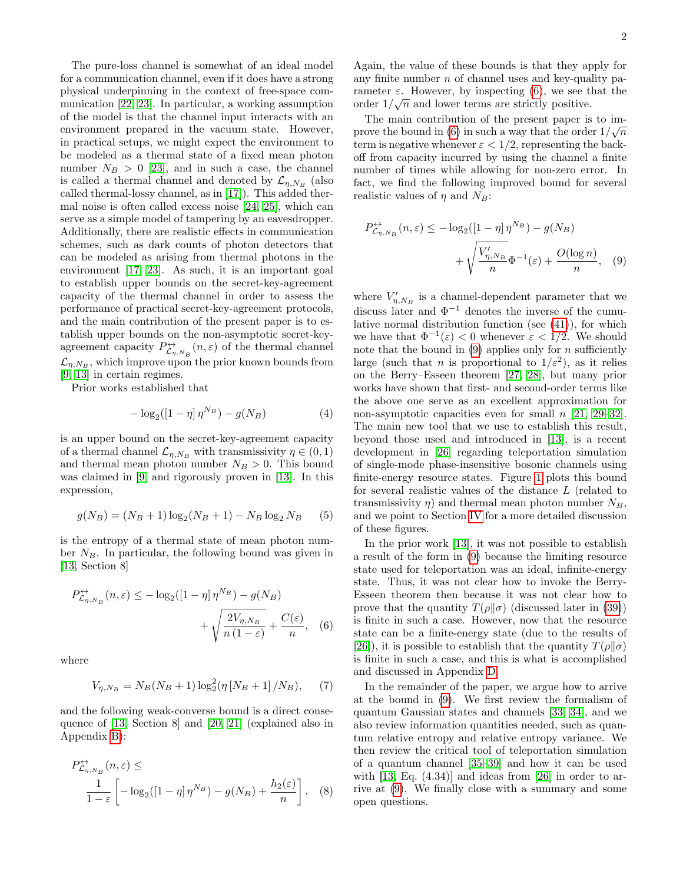The pure-loss channel is somewhat of an ideal model for a communication channel, even if it does have a strong physical underpinning in the context of free-space communication [22, 23]. In particular, a working assumption of the model is that the channel input interacts with an environment prepared in the vacuum state. However, in practical setups, we might expect the environment to be modeled as a thermal state of a fixed mean photon number $N_B > 0$ [23], and in such a case, the channel is called a thermal channel and denoted by $\mathcal{L}_{\eta,N_B}$ (also called thermal-lossy channel, as in [17]). This added thermal noise is often called excess noise [24, 25], which can serve as a simple model of tampering by an eavesdropper. Additionally, there are realistic effects in communication schemes, such as dark counts of photon detectors that can be modeled as arising from thermal photons in the environment [17, 23]. As such, it is an important goal to establish upper bounds on the secret-key-agreement capacity of the thermal channel in order to assess the performance of practical secret-key-agreement protocols, and the main contribution of the present paper is to establish upper bounds on the non-asymptotic secret-key-agreement capacity $P^{\leftrightarrow}_{\mathcal{L}_{\eta,N_B}}(n,\varepsilon)$ of the thermal channel $\mathcal{L}_{\eta,N_B}$, which improve upon the prior known bounds from [9, 13] in certain regimes.

Prior works established that

$$-\log_2([1-\eta]\,\eta^{N_B}) - g(N_B) \tag{4}$$

is an upper bound on the secret-key-agreement capacity of a thermal channel $\mathcal{L}_{\eta,N_B}$ with transmissivity $\eta \in (0,1)$ and thermal mean photon number $N_B > 0$. This bound was claimed in [9] and rigorously proven in [13]. In this expression,

$$g(N_B) = (N_B+1)\log_2(N_B+1) - N_B \log_2 N_B \tag{5}$$

is the entropy of a thermal state of mean photon number $N_B$. In particular, the following bound was given in [13, Section 8]

$$P^{\leftrightarrow}_{\mathcal{L}_{\eta,N_B}}(n,\varepsilon) \leq -\log_2([1-\eta]\,\eta^{N_B}) - g(N_B) + \sqrt{\frac{2V_{\eta,N_B}}{n\,(1-\varepsilon)}} + \frac{C(\varepsilon)}{n}, \tag{6}$$

where

$$V_{\eta,N_B} = N_B(N_B+1)\log_2^2(\eta\,[N_B+1]\,/N_B), \tag{7}$$

and the following weak-converse bound is a direct consequence of [13, Section 8] and [20, 21] (explained also in Appendix B):

$$P^{\leftrightarrow}_{\mathcal{L}_{\eta,N_B}}(n,\varepsilon) \leq \frac{1}{1-\varepsilon}\left[-\log_2([1-\eta]\,\eta^{N_B}) - g(N_B) + \frac{h_2(\varepsilon)}{n}\right]. \tag{8}$$

Again, the value of these bounds is that they apply for any finite number $n$ of channel uses and key-quality parameter $\varepsilon$. However, by inspecting (6), we see that the order $1/\sqrt{n}$ and lower terms are strictly positive.

The main contribution of the present paper is to improve the bound in (6) in such a way that the order $1/\sqrt{n}$ term is negative whenever $\varepsilon < 1/2$, representing the back-off from capacity incurred by using the channel a finite number of times while allowing for non-zero error. In fact, we find the following improved bound for several realistic values of $\eta$ and $N_B$:

$$P^{\leftrightarrow}_{\mathcal{L}_{\eta,N_B}}(n,\varepsilon) \leq -\log_2([1-\eta]\,\eta^{N_B}) - g(N_B) + \sqrt{\frac{V'_{\eta,N_B}}{n}}\,\Phi^{-1}(\varepsilon) + \frac{O(\log n)}{n}, \tag{9}$$

where $V'_{\eta,N_B}$ is a channel-dependent parameter that we discuss later and $\Phi^{-1}$ denotes the inverse of the cumulative normal distribution function (see (41)), for which we have that $\Phi^{-1}(\varepsilon) < 0$ whenever $\varepsilon < 1/2$. We should note that the bound in (9) applies only for $n$ sufficiently large (such that $n$ is proportional to $1/\varepsilon^2$), as it relies on the Berry–Esseen theorem [27, 28], but many prior works have shown that first- and second-order terms like the above one serve as an excellent approximation for non-asymptotic capacities even for small $n$ [21, 29–32]. The main new tool that we use to establish this result, beyond those used and introduced in [13], is a recent development in [26] regarding teleportation simulation of single-mode phase-insensitive bosonic channels using finite-energy resource states. Figure 1 plots this bound for several realistic values of the distance $L$ (related to transmissivity $\eta$) and thermal mean photon number $N_B$, and we point to Section IV for a more detailed discussion of these figures.

In the prior work [13], it was not possible to establish a result of the form in (9) because the limiting resource state used for teleportation was an ideal, infinite-energy state. Thus, it was not clear how to invoke the Berry-Esseen theorem then because it was not clear how to prove that the quantity $T(\rho\|\sigma)$ (discussed later in (39)) is finite in such a case. However, now that the resource state can be a finite-energy state (due to the results of [26]), it is possible to establish that the quantity $T(\rho\|\sigma)$ is finite in such a case, and this is what is accomplished and discussed in Appendix D.

In the remainder of the paper, we argue how to arrive at the bound in (9). We first review the formalism of quantum Gaussian states and channels [33, 34], and we also review information quantities needed, such as quantum relative entropy and relative entropy variance. We then review the critical tool of teleportation simulation of a quantum channel [35–39] and how it can be used with [13, Eq. (4.34)] and ideas from [26] in order to arrive at (9). We finally close with a summary and some open questions.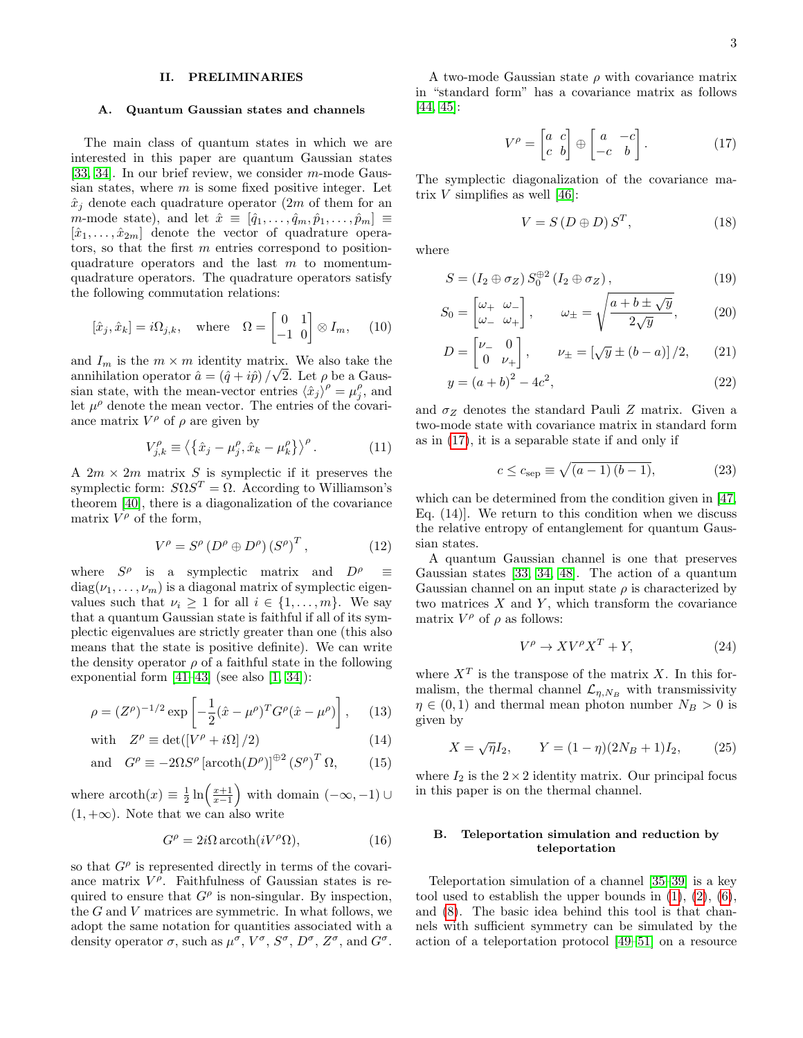## II. PRELIMINARIES

### A. Quantum Gaussian states and channels

The main class of quantum states in which we are interested in this paper are quantum Gaussian states [33, 34]. In our brief review, we consider $m$-mode Gaussian states, where $m$ is some fixed positive integer. Let $\hat{x}_j$ denote each quadrature operator ($2m$ of them for an $m$-mode state), and let $\hat{x} \equiv [\hat{q}_1, \ldots, \hat{q}_m, \hat{p}_1, \ldots, \hat{p}_m] \equiv [\hat{x}_1, \ldots, \hat{x}_{2m}]$ denote the vector of quadrature operators, so that the first $m$ entries correspond to position-quadrature operators and the last $m$ to momentum-quadrature operators. The quadrature operators satisfy the following commutation relations:

$$[\hat{x}_j, \hat{x}_k] = i\Omega_{j,k}, \quad \text{where} \quad \Omega = \begin{bmatrix} 0 & 1 \\ -1 & 0 \end{bmatrix} \otimes I_m, \tag{10}$$

and $I_m$ is the $m \times m$ identity matrix. We also take the annihilation operator $\hat{a} = (\hat{q} + i\hat{p})/\sqrt{2}$. Let $\rho$ be a Gaussian state, with the mean-vector entries $\langle \hat{x}_j \rangle^\rho = \mu_j^\rho$, and let $\mu^\rho$ denote the mean vector. The entries of the covariance matrix $V^\rho$ of $\rho$ are given by

$$V_{j,k}^\rho \equiv \left\langle \left\{ \hat{x}_j - \mu_j^\rho, \hat{x}_k - \mu_k^\rho \right\} \right\rangle^\rho. \tag{11}$$

A $2m \times 2m$ matrix $S$ is symplectic if it preserves the symplectic form: $S\Omega S^T = \Omega$. According to Williamson's theorem [40], there is a diagonalization of the covariance matrix $V^\rho$ of the form,

$$V^\rho = S^\rho \left( D^\rho \oplus D^\rho \right) \left( S^\rho \right)^T, \tag{12}$$

where $S^\rho$ is a symplectic matrix and $D^\rho \equiv \operatorname{diag}(\nu_1, \ldots, \nu_m)$ is a diagonal matrix of symplectic eigenvalues such that $\nu_i \geq 1$ for all $i \in \{1, \ldots, m\}$. We say that a quantum Gaussian state is faithful if all of its symplectic eigenvalues are strictly greater than one (this also means that the state is positive definite). We can write the density operator $\rho$ of a faithful state in the following exponential form [41–43] (see also [1, 34]):

$$\rho = (Z^\rho)^{-1/2} \exp\left[ -\frac{1}{2}(\hat{x} - \mu^\rho)^T G^\rho (\hat{x} - \mu^\rho) \right], \tag{13}$$

$$\text{with} \quad Z^\rho \equiv \det([V^\rho + i\Omega]/2) \tag{14}$$

$$\text{and} \quad G^\rho \equiv -2\Omega S^\rho \left[ \operatorname{arcoth}(D^\rho) \right]^{\oplus 2} \left( S^\rho \right)^T \Omega, \tag{15}$$

where $\operatorname{arcoth}(x) \equiv \frac{1}{2} \ln\left(\frac{x+1}{x-1}\right)$ with domain $(-\infty, -1) \cup (1, +\infty)$. Note that we can also write

$$G^\rho = 2i\Omega \operatorname{arcoth}(iV^\rho \Omega), \tag{16}$$

so that $G^\rho$ is represented directly in terms of the covariance matrix $V^\rho$. Faithfulness of Gaussian states is required to ensure that $G^\rho$ is non-singular. By inspection, the $G$ and $V$ matrices are symmetric. In what follows, we adopt the same notation for quantities associated with a density operator $\sigma$, such as $\mu^\sigma$, $V^\sigma$, $S^\sigma$, $D^\sigma$, $Z^\sigma$, and $G^\sigma$.

A two-mode Gaussian state $\rho$ with covariance matrix in "standard form" has a covariance matrix as follows [44, 45]:

$$V^\rho = \begin{bmatrix} a & c \\ c & b \end{bmatrix} \oplus \begin{bmatrix} a & -c \\ -c & b \end{bmatrix}. \tag{17}$$

The symplectic diagonalization of the covariance matrix $V$ simplifies as well [46]:

$$V = S \left( D \oplus D \right) S^T, \tag{18}$$

where

$$S = \left( I_2 \oplus \sigma_Z \right) S_0^{\oplus 2} \left( I_2 \oplus \sigma_Z \right), \tag{19}$$

$$S_0 = \begin{bmatrix} \omega_+ & \omega_- \\ \omega_- & \omega_+ \end{bmatrix}, \qquad \omega_\pm = \sqrt{\frac{a + b \pm \sqrt{y}}{2\sqrt{y}}}, \tag{20}$$

$$D = \begin{bmatrix} \nu_- & 0 \\ 0 & \nu_+ \end{bmatrix}, \qquad \nu_\pm = [\sqrt{y} \pm (b - a)]/2, \tag{21}$$

$$y = (a + b)^2 - 4c^2, \tag{22}$$

and $\sigma_Z$ denotes the standard Pauli $Z$ matrix. Given a two-mode state with covariance matrix in standard form as in (17), it is a separable state if and only if

$$c \leq c_{\text{sep}} \equiv \sqrt{(a - 1)(b - 1)}, \tag{23}$$

which can be determined from the condition given in [47, Eq. (14)]. We return to this condition when we discuss the relative entropy of entanglement for quantum Gaussian states.

A quantum Gaussian channel is one that preserves Gaussian states [33, 34, 48]. The action of a quantum Gaussian channel on an input state $\rho$ is characterized by two matrices $X$ and $Y$, which transform the covariance matrix $V^\rho$ of $\rho$ as follows:

$$V^\rho \to X V^\rho X^T + Y, \tag{24}$$

where $X^T$ is the transpose of the matrix $X$. In this formalism, the thermal channel $\mathcal{L}_{\eta, N_B}$ with transmissivity $\eta \in (0, 1)$ and thermal mean photon number $N_B > 0$ is given by

$$X = \sqrt{\eta} I_2, \qquad Y = (1 - \eta)(2N_B + 1) I_2, \tag{25}$$

where $I_2$ is the $2 \times 2$ identity matrix. Our principal focus in this paper is on the thermal channel.

### B. Teleportation simulation and reduction by teleportation

Teleportation simulation of a channel [35–39] is a key tool used to establish the upper bounds in (1), (2), (6), and (8). The basic idea behind this tool is that channels with sufficient symmetry can be simulated by the action of a teleportation protocol [49–51] on a resource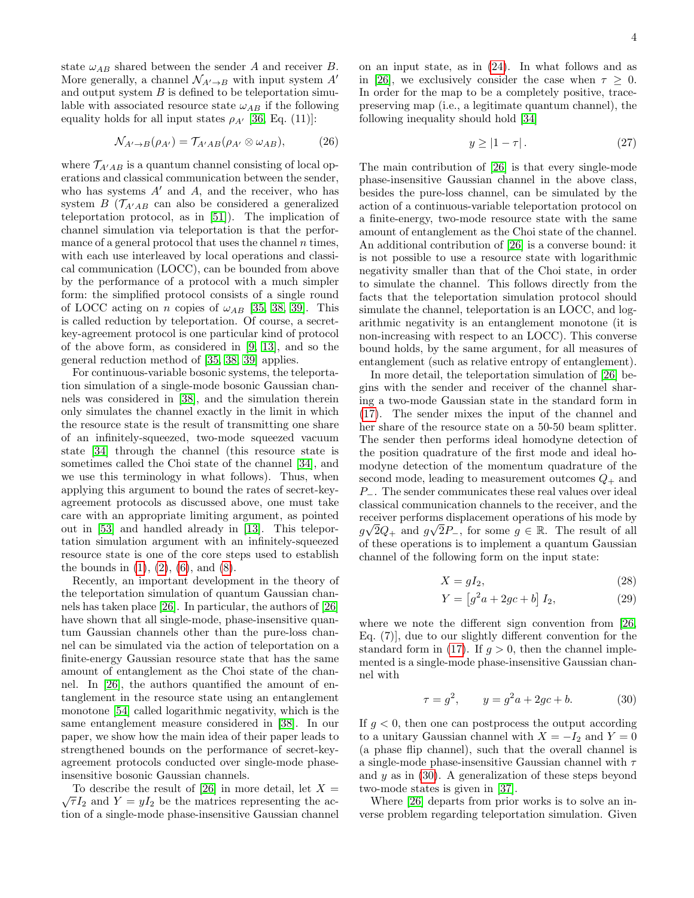state $\omega_{AB}$ shared between the sender $A$ and receiver $B$. More generally, a channel $\mathcal{N}_{A'\to B}$ with input system $A'$ and output system $B$ is defined to be teleportation simulable with associated resource state $\omega_{AB}$ if the following equality holds for all input states $\rho_{A'}$ [36, Eq. (11)]:

$$\mathcal{N}_{A'\to B}(\rho_{A'}) = \mathcal{T}_{A'AB}(\rho_{A'} \otimes \omega_{AB}), \tag{26}$$

where $\mathcal{T}_{A'AB}$ is a quantum channel consisting of local operations and classical communication between the sender, who has systems $A'$ and $A$, and the receiver, who has system $B$ ($\mathcal{T}_{A'AB}$ can also be considered a generalized teleportation protocol, as in [51]). The implication of channel simulation via teleportation is that the performance of a general protocol that uses the channel $n$ times, with each use interleaved by local operations and classical communication (LOCC), can be bounded from above by the performance of a protocol with a much simpler form: the simplified protocol consists of a single round of LOCC acting on $n$ copies of $\omega_{AB}$ [35, 38, 39]. This is called reduction by teleportation. Of course, a secret-key-agreement protocol is one particular kind of protocol of the above form, as considered in [9, 13], and so the general reduction method of [35, 38, 39] applies.

For continuous-variable bosonic systems, the teleportation simulation of a single-mode bosonic Gaussian channels was considered in [38], and the simulation therein only simulates the channel exactly in the limit in which the resource state is the result of transmitting one share of an infinitely-squeezed, two-mode squeezed vacuum state [34] through the channel (this resource state is sometimes called the Choi state of the channel [34], and we use this terminology in what follows). Thus, when applying this argument to bound the rates of secret-key-agreement protocols as discussed above, one must take care with an appropriate limiting argument, as pointed out in [53] and handled already in [13]. This teleportation simulation argument with an infinitely-squeezed resource state is one of the core steps used to establish the bounds in (1), (2), (6), and (8).

Recently, an important development in the theory of the teleportation simulation of quantum Gaussian channels has taken place [26]. In particular, the authors of [26] have shown that all single-mode, phase-insensitive quantum Gaussian channels other than the pure-loss channel can be simulated via the action of teleportation on a finite-energy Gaussian resource state that has the same amount of entanglement as the Choi state of the channel. In [26], the authors quantified the amount of entanglement in the resource state using an entanglement monotone [54] called logarithmic negativity, which is the same entanglement measure considered in [38]. In our paper, we show how the main idea of their paper leads to strengthened bounds on the performance of secret-key-agreement protocols conducted over single-mode phase-insensitive bosonic Gaussian channels.

To describe the result of [26] in more detail, let $X = \sqrt{\tau} I_2$ and $Y = y I_2$ be the matrices representing the action of a single-mode phase-insensitive Gaussian channel on an input state, as in (24). In what follows and as in [26], we exclusively consider the case when $\tau \geq 0$. In order for the map to be a completely positive, trace-preserving map (i.e., a legitimate quantum channel), the following inequality should hold [34]

$$y \geq |1 - \tau| \,. \tag{27}$$

The main contribution of [26] is that every single-mode phase-insensitive Gaussian channel in the above class, besides the pure-loss channel, can be simulated by the action of a continuous-variable teleportation protocol on a finite-energy, two-mode resource state with the same amount of entanglement as the Choi state of the channel. An additional contribution of [26] is a converse bound: it is not possible to use a resource state with logarithmic negativity smaller than that of the Choi state, in order to simulate the channel. This follows directly from the facts that the teleportation simulation protocol should simulate the channel, teleportation is an LOCC, and logarithmic negativity is an entanglement monotone (it is non-increasing with respect to an LOCC). This converse bound holds, by the same argument, for all measures of entanglement (such as relative entropy of entanglement).

In more detail, the teleportation simulation of [26] begins with the sender and receiver of the channel sharing a two-mode Gaussian state in the standard form in (17). The sender mixes the input of the channel and her share of the resource state on a 50-50 beam splitter. The sender then performs ideal homodyne detection of the position quadrature of the first mode and ideal homodyne detection of the momentum quadrature of the second mode, leading to measurement outcomes $Q_+$ and $P_-$. The sender communicates these real values over ideal classical communication channels to the receiver, and the receiver performs displacement operations of his mode by $g\sqrt{2}Q_+$ and $g\sqrt{2}P_-$, for some $g \in \mathbb{R}$. The result of all of these operations is to implement a quantum Gaussian channel of the following form on the input state:

$$X = g I_2, \tag{28}$$

$$Y = \left[g^2 a + 2gc + b\right] I_2, \tag{29}$$

where we note the different sign convention from [26, Eq. (7)], due to our slightly different convention for the standard form in (17). If $g > 0$, then the channel implemented is a single-mode phase-insensitive Gaussian channel with

$$\tau = g^2, \qquad y = g^2 a + 2gc + b. \tag{30}$$

If $g < 0$, then one can postprocess the output according to a unitary Gaussian channel with $X = -I_2$ and $Y = 0$ (a phase flip channel), such that the overall channel is a single-mode phase-insensitive Gaussian channel with $\tau$ and $y$ as in (30). A generalization of these steps beyond two-mode states is given in [37].

Where [26] departs from prior works is to solve an inverse problem regarding teleportation simulation. Given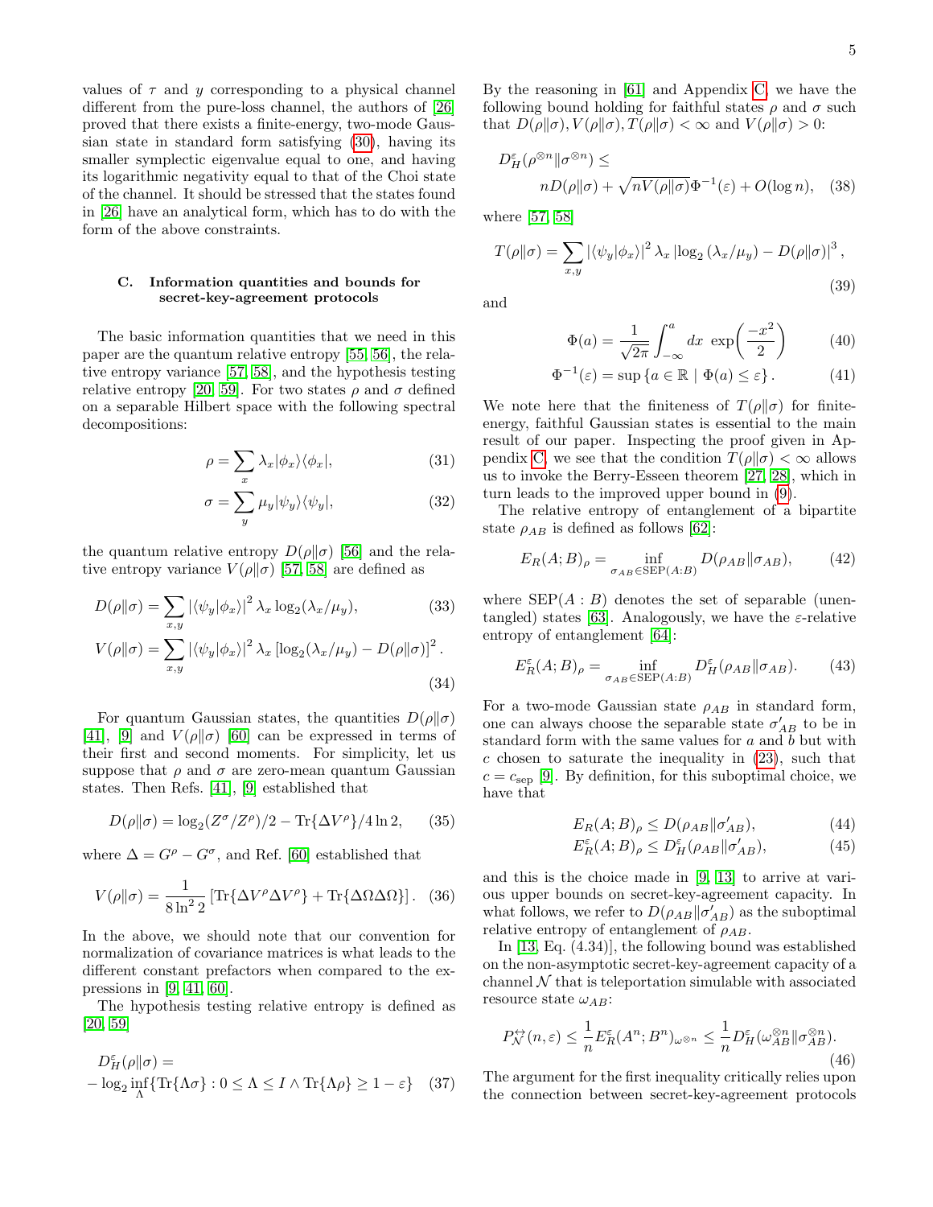values of $\tau$ and $y$ corresponding to a physical channel different from the pure-loss channel, the authors of [26] proved that there exists a finite-energy, two-mode Gaussian state in standard form satisfying (30), having its smaller symplectic eigenvalue equal to one, and having its logarithmic negativity equal to that of the Choi state of the channel. It should be stressed that the states found in [26] have an analytical form, which has to do with the form of the above constraints.

### C. Information quantities and bounds for secret-key-agreement protocols

The basic information quantities that we need in this paper are the quantum relative entropy [55, 56], the relative entropy variance [57, 58], and the hypothesis testing relative entropy [20, 59]. For two states $\rho$ and $\sigma$ defined on a separable Hilbert space with the following spectral decompositions:

$$\rho = \sum_x \lambda_x |\phi_x\rangle\langle\phi_x|, \tag{31}$$

$$\sigma = \sum_y \mu_y |\psi_y\rangle\langle\psi_y|, \tag{32}$$

the quantum relative entropy $D(\rho\|\sigma)$ [56] and the relative entropy variance $V(\rho\|\sigma)$ [57, 58] are defined as

$$D(\rho\|\sigma) = \sum_{x,y} |\langle\psi_y|\phi_x\rangle|^2 \lambda_x \log_2(\lambda_x/\mu_y), \tag{33}$$

$$V(\rho\|\sigma) = \sum_{x,y} |\langle\psi_y|\phi_x\rangle|^2 \lambda_x \left[\log_2(\lambda_x/\mu_y) - D(\rho\|\sigma)\right]^2. \tag{34}$$

For quantum Gaussian states, the quantities $D(\rho\|\sigma)$ [41], [9] and $V(\rho\|\sigma)$ [60] can be expressed in terms of their first and second moments. For simplicity, let us suppose that $\rho$ and $\sigma$ are zero-mean quantum Gaussian states. Then Refs. [41], [9] established that

$$D(\rho\|\sigma) = \log_2(Z^\sigma/Z^\rho)/2 - \mathrm{Tr}\{\Delta V^\rho\}/4\ln 2, \tag{35}$$

where $\Delta = G^\rho - G^\sigma$, and Ref. [60] established that

$$V(\rho\|\sigma) = \frac{1}{8\ln^2 2}\left[\mathrm{Tr}\{\Delta V^\rho \Delta V^\rho\} + \mathrm{Tr}\{\Delta\Omega\Delta\Omega\}\right]. \tag{36}$$

In the above, we should note that our convention for normalization of covariance matrices is what leads to the different constant prefactors when compared to the expressions in [9, 41, 60].

The hypothesis testing relative entropy is defined as [20, 59]

$$D_H^\varepsilon(\rho\|\sigma) = -\log_2 \inf_\Lambda \{\mathrm{Tr}\{\Lambda\sigma\} : 0 \leq \Lambda \leq I \wedge \mathrm{Tr}\{\Lambda\rho\} \geq 1-\varepsilon\} \tag{37}$$

By the reasoning in [61] and Appendix C, we have the following bound holding for faithful states $\rho$ and $\sigma$ such that $D(\rho\|\sigma), V(\rho\|\sigma), T(\rho\|\sigma) < \infty$ and $V(\rho\|\sigma) > 0$:

$$D_H^\varepsilon(\rho^{\otimes n}\|\sigma^{\otimes n}) \leq nD(\rho\|\sigma) + \sqrt{nV(\rho\|\sigma)}\Phi^{-1}(\varepsilon) + O(\log n), \tag{38}$$

where [57, 58]

$$T(\rho\|\sigma) = \sum_{x,y} |\langle\psi_y|\phi_x\rangle|^2 \lambda_x \left|\log_2(\lambda_x/\mu_y) - D(\rho\|\sigma)\right|^3, \tag{39}$$

and

$$\Phi(a) = \frac{1}{\sqrt{2\pi}}\int_{-\infty}^{a} dx\ \exp\left(\frac{-x^2}{2}\right) \tag{40}$$

$$\Phi^{-1}(\varepsilon) = \sup\{a \in \mathbb{R} \mid \Phi(a) \leq \varepsilon\}. \tag{41}$$

We note here that the finiteness of $T(\rho\|\sigma)$ for finite-energy, faithful Gaussian states is essential to the main result of our paper. Inspecting the proof given in Appendix C, we see that the condition $T(\rho\|\sigma) < \infty$ allows us to invoke the Berry-Esseen theorem [27, 28], which in turn leads to the improved upper bound in (9).

The relative entropy of entanglement of a bipartite state $\rho_{AB}$ is defined as follows [62]:

$$E_R(A;B)_\rho = \inf_{\sigma_{AB}\in \mathrm{SEP}(A:B)} D(\rho_{AB}\|\sigma_{AB}), \tag{42}$$

where $\mathrm{SEP}(A:B)$ denotes the set of separable (unentangled) states [63]. Analogously, we have the $\varepsilon$-relative entropy of entanglement [64]:

$$E_R^\varepsilon(A;B)_\rho = \inf_{\sigma_{AB}\in \mathrm{SEP}(A:B)} D_H^\varepsilon(\rho_{AB}\|\sigma_{AB}). \tag{43}$$

For a two-mode Gaussian state $\rho_{AB}$ in standard form, one can always choose the separable state $\sigma'_{AB}$ to be in standard form with the same values for $a$ and $b$ but with $c$ chosen to saturate the inequality in (23), such that $c = c_{\mathrm{sep}}$ [9]. By definition, for this suboptimal choice, we have that

$$E_R(A;B)_\rho \leq D(\rho_{AB}\|\sigma'_{AB}), \tag{44}$$

$$E_R^\varepsilon(A;B)_\rho \leq D_H^\varepsilon(\rho_{AB}\|\sigma'_{AB}), \tag{45}$$

and this is the choice made in [9, 13] to arrive at various upper bounds on secret-key-agreement capacity. In what follows, we refer to $D(\rho_{AB}\|\sigma'_{AB})$ as the suboptimal relative entropy of entanglement of $\rho_{AB}$.

In [13, Eq. (4.34)], the following bound was established on the non-asymptotic secret-key-agreement capacity of a channel $\mathcal{N}$ that is teleportation simulable with associated resource state $\omega_{AB}$:

$$P_{\mathcal{N}}^{\leftrightarrow}(n,\varepsilon) \leq \frac{1}{n}E_R^\varepsilon(A^n;B^n)_{\omega^{\otimes n}} \leq \frac{1}{n}D_H^\varepsilon(\omega_{AB}^{\otimes n}\|\sigma_{AB}^{\otimes n}). \tag{46}$$

The argument for the first inequality critically relies upon the connection between secret-key-agreement protocols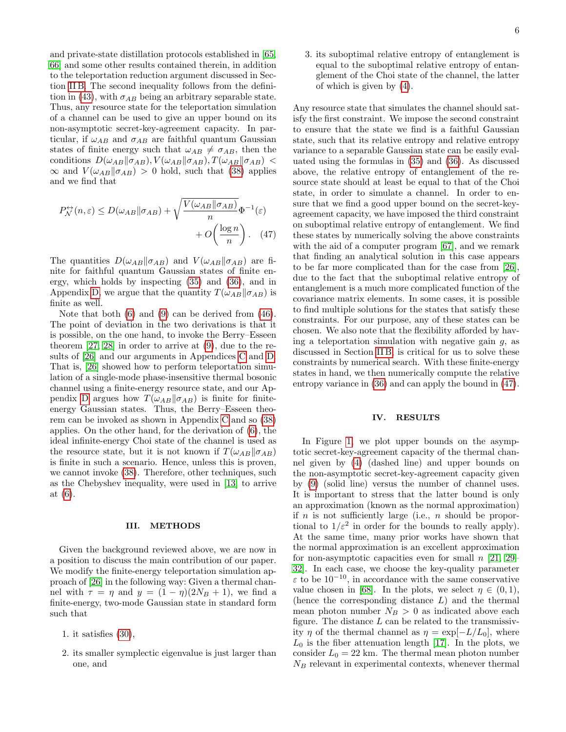and private-state distillation protocols established in [65, 66] and some other results contained therein, in addition to the teleportation reduction argument discussed in Section II B. The second inequality follows from the definition in (43), with $\sigma_{AB}$ being an arbitrary separable state. Thus, any resource state for the teleportation simulation of a channel can be used to give an upper bound on its non-asymptotic secret-key-agreement capacity. In particular, if $\omega_{AB}$ and $\sigma_{AB}$ are faithful quantum Gaussian states of finite energy such that $\omega_{AB} \neq \sigma_{AB}$, then the conditions $D(\omega_{AB}\|\sigma_{AB}), V(\omega_{AB}\|\sigma_{AB}), T(\omega_{AB}\|\sigma_{AB}) < \infty$ and $V(\omega_{AB}\|\sigma_{AB}) > 0$ hold, such that (38) applies and we find that

$$P^{\leftrightarrow}_{\mathcal{N}}(n,\varepsilon) \leq D(\omega_{AB}\|\sigma_{AB}) + \sqrt{\frac{V(\omega_{AB}\|\sigma_{AB})}{n}}\Phi^{-1}(\varepsilon) + O\left(\frac{\log n}{n}\right). \quad (47)$$

The quantities $D(\omega_{AB}\|\sigma_{AB})$ and $V(\omega_{AB}\|\sigma_{AB})$ are finite for faithful quantum Gaussian states of finite energy, which holds by inspecting (35) and (36), and in Appendix D, we argue that the quantity $T(\omega_{AB}\|\sigma_{AB})$ is finite as well.

Note that both (6) and (9) can be derived from (46). The point of deviation in the two derivations is that it is possible, on the one hand, to invoke the Berry–Esseen theorem [27, 28] in order to arrive at (9), due to the results of [26] and our arguments in Appendices C and D. That is, [26] showed how to perform teleportation simulation of a single-mode phase-insensitive thermal bosonic channel using a finite-energy resource state, and our Appendix D argues how $T(\omega_{AB}\|\sigma_{AB})$ is finite for finite-energy Gaussian states. Thus, the Berry–Esseen theorem can be invoked as shown in Appendix C and so (38) applies. On the other hand, for the derivation of (6), the ideal infinite-energy Choi state of the channel is used as the resource state, but it is not known if $T(\omega_{AB}\|\sigma_{AB})$ is finite in such a scenario. Hence, unless this is proven, we cannot invoke (38). Therefore, other techniques, such as the Chebyshev inequality, were used in [13] to arrive at (6).

## III. METHODS

Given the background reviewed above, we are now in a position to discuss the main contribution of our paper. We modify the finite-energy teleportation simulation approach of [26] in the following way: Given a thermal channel with $\tau = \eta$ and $y = (1-\eta)(2N_B+1)$, we find a finite-energy, two-mode Gaussian state in standard form such that

1. it satisfies (30),
2. its smaller symplectic eigenvalue is just larger than one, and
3. its suboptimal relative entropy of entanglement is equal to the suboptimal relative entropy of entanglement of the Choi state of the channel, the latter of which is given by (4).

Any resource state that simulates the channel should satisfy the first constraint. We impose the second constraint to ensure that the state we find is a faithful Gaussian state, such that its relative entropy and relative entropy variance to a separable Gaussian state can be easily evaluated using the formulas in (35) and (36). As discussed above, the relative entropy of entanglement of the resource state should at least be equal to that of the Choi state, in order to simulate a channel. In order to ensure that we find a good upper bound on the secret-key-agreement capacity, we have imposed the third constraint on suboptimal relative entropy of entanglement. We find these states by numerically solving the above constraints with the aid of a computer program [67], and we remark that finding an analytical solution in this case appears to be far more complicated than for the case from [26], due to the fact that the suboptimal relative entropy of entanglement is a much more complicated function of the covariance matrix elements. In some cases, it is possible to find multiple solutions for the states that satisfy these constraints. For our purpose, any of these states can be chosen. We also note that the flexibility afforded by having a teleportation simulation with negative gain $g$, as discussed in Section II B, is critical for us to solve these constraints by numerical search. With these finite-energy states in hand, we then numerically compute the relative entropy variance in (36) and can apply the bound in (47).

## IV. RESULTS

In Figure 1, we plot upper bounds on the asymptotic secret-key-agreement capacity of the thermal channel given by (4) (dashed line) and upper bounds on the non-asymptotic secret-key-agreement capacity given by (9) (solid line) versus the number of channel uses. It is important to stress that the latter bound is only an approximation (known as the normal approximation) if $n$ is not sufficiently large (i.e., $n$ should be proportional to $1/\varepsilon^2$ in order for the bounds to really apply). At the same time, many prior works have shown that the normal approximation is an excellent approximation for non-asymptotic capacities even for small $n$ [21, 29–32]. In each case, we choose the key-quality parameter $\varepsilon$ to be $10^{-10}$, in accordance with the same conservative value chosen in [68]. In the plots, we select $\eta \in (0,1)$, (hence the corresponding distance $L$) and the thermal mean photon number $N_B > 0$ as indicated above each figure. The distance $L$ can be related to the transmissivity $\eta$ of the thermal channel as $\eta = \exp[-L/L_0]$, where $L_0$ is the fiber attenuation length [17]. In the plots, we consider $L_0 = 22$ km. The thermal mean photon number $N_B$ relevant in experimental contexts, whenever thermal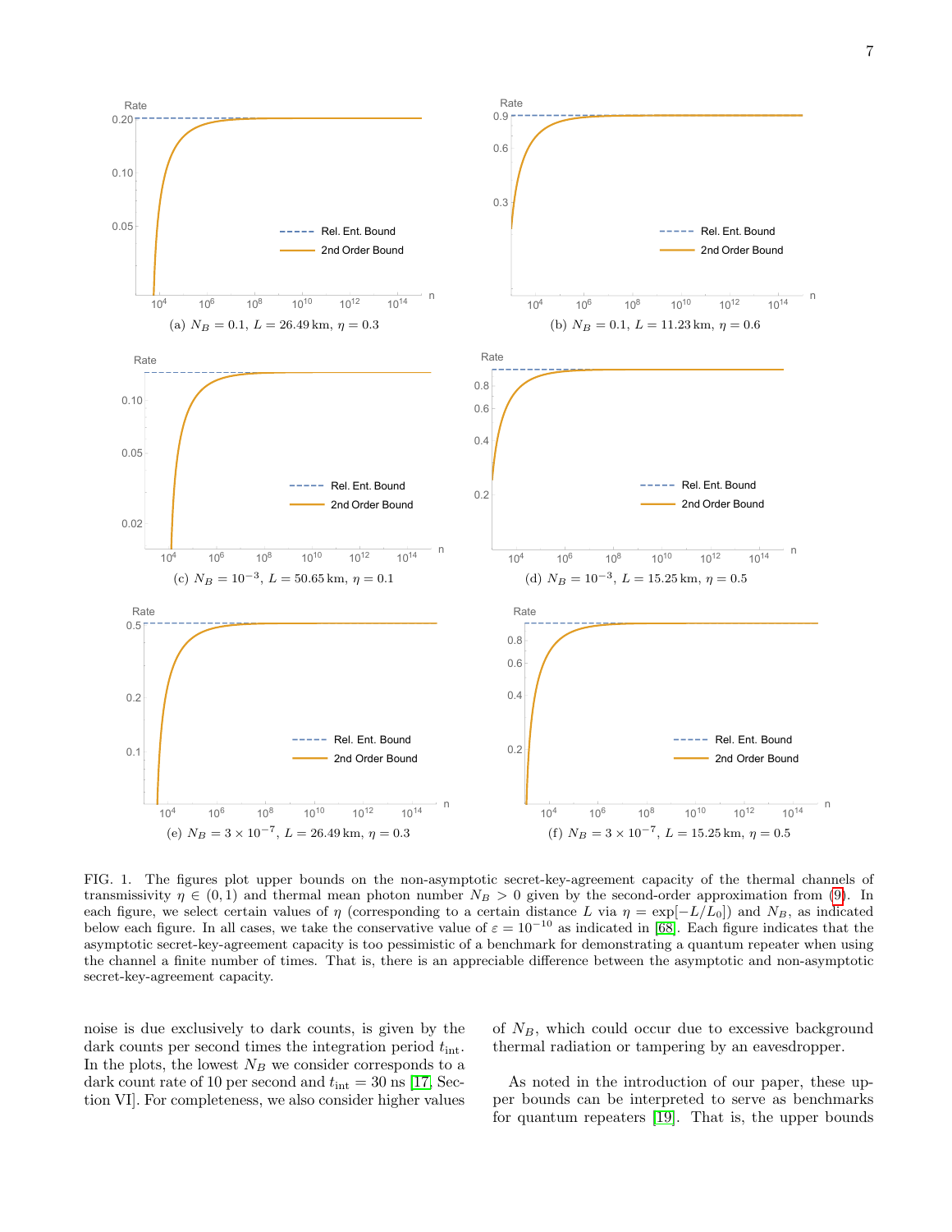(a) $N_B = 0.1$, $L = 26.49$ km, $\eta = 0.3$

(b) $N_B = 0.1$, $L = 11.23$ km, $\eta = 0.6$

(c) $N_B = 10^{-3}$, $L = 50.65$ km, $\eta = 0.1$

(d) $N_B = 10^{-3}$, $L = 15.25$ km, $\eta = 0.5$

(e) $N_B = 3 \times 10^{-7}$, $L = 26.49$ km, $\eta = 0.3$

(f) $N_B = 3 \times 10^{-7}$, $L = 15.25$ km, $\eta = 0.5$

FIG. 1. The figures plot upper bounds on the non-asymptotic secret-key-agreement capacity of the thermal channels of transmissivity $\eta \in (0, 1)$ and thermal mean photon number $N_B > 0$ given by the second-order approximation from (9). In each figure, we select certain values of $\eta$ (corresponding to a certain distance $L$ via $\eta = \exp[-L/L_0]$) and $N_B$, as indicated below each figure. In all cases, we take the conservative value of $\varepsilon = 10^{-10}$ as indicated in [68]. Each figure indicates that the asymptotic secret-key-agreement capacity is too pessimistic of a benchmark for demonstrating a quantum repeater when using the channel a finite number of times. That is, there is an appreciable difference between the asymptotic and non-asymptotic secret-key-agreement capacity.

noise is due exclusively to dark counts, is given by the dark counts per second times the integration period $t_{\text{int}}$. In the plots, the lowest $N_B$ we consider corresponds to a dark count rate of 10 per second and $t_{\text{int}} = 30$ ns [17, Section VI]. For completeness, we also consider higher values of $N_B$, which could occur due to excessive background thermal radiation or tampering by an eavesdropper.

As noted in the introduction of our paper, these upper bounds can be interpreted to serve as benchmarks for quantum repeaters [19]. That is, the upper bounds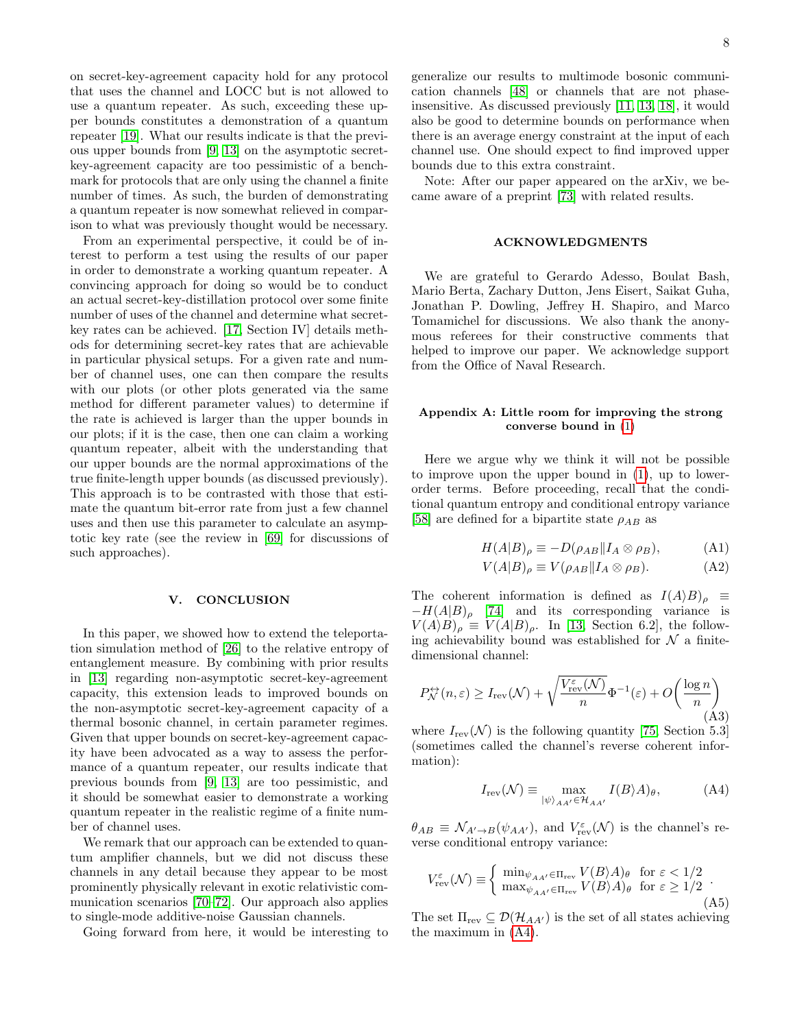on secret-key-agreement capacity hold for any protocol that uses the channel and LOCC but is not allowed to use a quantum repeater. As such, exceeding these upper bounds constitutes a demonstration of a quantum repeater [19]. What our results indicate is that the previous upper bounds from [9, 13] on the asymptotic secret-key-agreement capacity are too pessimistic of a benchmark for protocols that are only using the channel a finite number of times. As such, the burden of demonstrating a quantum repeater is now somewhat relieved in comparison to what was previously thought would be necessary.

From an experimental perspective, it could be of interest to perform a test using the results of our paper in order to demonstrate a working quantum repeater. A convincing approach for doing so would be to conduct an actual secret-key-distillation protocol over some finite number of uses of the channel and determine what secret-key rates can be achieved. [17, Section IV] details methods for determining secret-key rates that are achievable in particular physical setups. For a given rate and number of channel uses, one can then compare the results with our plots (or other plots generated via the same method for different parameter values) to determine if the rate is achieved is larger than the upper bounds in our plots; if it is the case, then one can claim a working quantum repeater, albeit with the understanding that our upper bounds are the normal approximations of the true finite-length upper bounds (as discussed previously). This approach is to be contrasted with those that estimate the quantum bit-error rate from just a few channel uses and then use this parameter to calculate an asymptotic key rate (see the review in [69] for discussions of such approaches).

## V. CONCLUSION

In this paper, we showed how to extend the teleportation simulation method of [26] to the relative entropy of entanglement measure. By combining with prior results in [13] regarding non-asymptotic secret-key-agreement capacity, this extension leads to improved bounds on the non-asymptotic secret-key-agreement capacity of a thermal bosonic channel, in certain parameter regimes. Given that upper bounds on secret-key-agreement capacity have been advocated as a way to assess the performance of a quantum repeater, our results indicate that previous bounds from [9, 13] are too pessimistic, and it should be somewhat easier to demonstrate a working quantum repeater in the realistic regime of a finite number of channel uses.

We remark that our approach can be extended to quantum amplifier channels, but we did not discuss these channels in any detail because they appear to be most prominently physically relevant in exotic relativistic communication scenarios [70–72]. Our approach also applies to single-mode additive-noise Gaussian channels.

Going forward from here, it would be interesting to generalize our results to multimode bosonic communication channels [48] or channels that are not phase-insensitive. As discussed previously [11, 13, 18], it would also be good to determine bounds on performance when there is an average energy constraint at the input of each channel use. One should expect to find improved upper bounds due to this extra constraint.

Note: After our paper appeared on the arXiv, we became aware of a preprint [73] with related results.

## ACKNOWLEDGMENTS

We are grateful to Gerardo Adesso, Boulat Bash, Mario Berta, Zachary Dutton, Jens Eisert, Saikat Guha, Jonathan P. Dowling, Jeffrey H. Shapiro, and Marco Tomamichel for discussions. We also thank the anonymous referees for their constructive comments that helped to improve our paper. We acknowledge support from the Office of Naval Research.

## Appendix A: Little room for improving the strong converse bound in (1)

Here we argue why we think it will not be possible to improve upon the upper bound in (1), up to lower-order terms. Before proceeding, recall that the conditional quantum entropy and conditional entropy variance [58] are defined for a bipartite state $\rho_{AB}$ as

$$H(A|B)_\rho \equiv -D(\rho_{AB}\|I_A\otimes\rho_B), \tag{A1}$$

$$V(A|B)_\rho \equiv V(\rho_{AB}\|I_A\otimes\rho_B). \tag{A2}$$

The coherent information is defined as $I(A\rangle B)_\rho \equiv -H(A|B)_\rho$ [74] and its corresponding variance is $V(A\rangle B)_\rho \equiv V(A|B)_\rho$. In [13, Section 6.2], the following achievability bound was established for $\mathcal{N}$ a finite-dimensional channel:

$$P_{\mathcal{N}}^{\leftrightarrow}(n,\varepsilon) \geq I_{\text{rev}}(\mathcal{N}) + \sqrt{\frac{V_{\text{rev}}^{\varepsilon}(\mathcal{N})}{n}}\Phi^{-1}(\varepsilon) + O\!\left(\frac{\log n}{n}\right) \tag{A3}$$

where $I_{\text{rev}}(\mathcal{N})$ is the following quantity [75, Section 5.3] (sometimes called the channel's reverse coherent information):

$$I_{\text{rev}}(\mathcal{N}) \equiv \max_{|\psi\rangle_{AA'}\in\mathcal{H}_{AA'}} I(B\rangle A)_\theta, \tag{A4}$$

$\theta_{AB} \equiv \mathcal{N}_{A'\to B}(\psi_{AA'})$, and $V_{\text{rev}}^{\varepsilon}(\mathcal{N})$ is the channel's reverse conditional entropy variance:

$$V_{\text{rev}}^{\varepsilon}(\mathcal{N}) \equiv \begin{cases} \min_{\psi_{AA'}\in\Pi_{\text{rev}}} V(B\rangle A)_\theta & \text{for } \varepsilon < 1/2 \\ \max_{\psi_{AA'}\in\Pi_{\text{rev}}} V(B\rangle A)_\theta & \text{for } \varepsilon \geq 1/2 \end{cases}. \tag{A5}$$

The set $\Pi_{\text{rev}} \subseteq \mathcal{D}(\mathcal{H}_{AA'})$ is the set of all states achieving the maximum in (A4).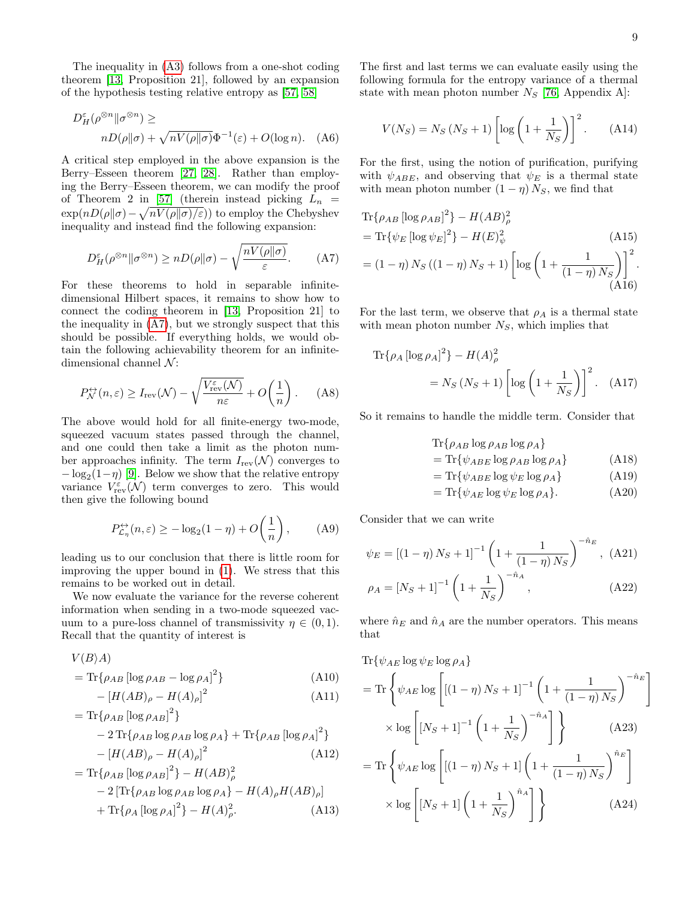The inequality in (A3) follows from a one-shot coding theorem [13, Proposition 21], followed by an expansion of the hypothesis testing relative entropy as [57, 58]

$$D_H^{\varepsilon}(\rho^{\otimes n}\|\sigma^{\otimes n}) \geq nD(\rho\|\sigma) + \sqrt{nV(\rho\|\sigma)}\Phi^{-1}(\varepsilon) + O(\log n). \quad \text{(A6)}$$

A critical step employed in the above expansion is the Berry–Esseen theorem [27, 28]. Rather than employing the Berry–Esseen theorem, we can modify the proof of Theorem 2 in [57] (therein instead picking $L_n = \exp(nD(\rho\|\sigma) - \sqrt{nV(\rho\|\sigma)/\varepsilon})$) to employ the Chebyshev inequality and instead find the following expansion:

$$D_H^{\varepsilon}(\rho^{\otimes n}\|\sigma^{\otimes n}) \geq nD(\rho\|\sigma) - \sqrt{\frac{nV(\rho\|\sigma)}{\varepsilon}}. \quad \text{(A7)}$$

For these theorems to hold in separable infinite-dimensional Hilbert spaces, it remains to show how to connect the coding theorem in [13, Proposition 21] to the inequality in (A7), but we strongly suspect that this should be possible. If everything holds, we would obtain the following achievability theorem for an infinite-dimensional channel $\mathcal{N}$:

$$P_{\mathcal{N}}^{\leftrightarrow}(n,\varepsilon) \geq I_{\text{rev}}(\mathcal{N}) - \sqrt{\frac{V_{\text{rev}}^{\varepsilon}(\mathcal{N})}{n\varepsilon}} + O\left(\frac{1}{n}\right). \quad \text{(A8)}$$

The above would hold for all finite-energy two-mode, squeezed vacuum states passed through the channel, and one could then take a limit as the photon number approaches infinity. The term $I_{\text{rev}}(\mathcal{N})$ converges to $-\log_2(1-\eta)$ [9]. Below we show that the relative entropy variance $V_{\text{rev}}^{\varepsilon}(\mathcal{N})$ term converges to zero. This would then give the following bound

$$P_{\mathcal{L}_\eta}^{\leftrightarrow}(n,\varepsilon) \geq -\log_2(1-\eta) + O\left(\frac{1}{n}\right), \quad \text{(A9)}$$

leading us to our conclusion that there is little room for improving the upper bound in (1). We stress that this remains to be worked out in detail.

We now evaluate the variance for the reverse coherent information when sending in a two-mode squeezed vacuum to a pure-loss channel of transmissivity $\eta \in (0,1)$. Recall that the quantity of interest is

$$\begin{aligned}
&V(B\rangle A) \\
&= \text{Tr}\{\rho_{AB}\left[\log \rho_{AB} - \log \rho_A\right]^2\} && \text{(A10)}\\
&\quad - \left[H(AB)_\rho - H(A)_\rho\right]^2 && \text{(A11)}\\
&= \text{Tr}\{\rho_{AB}\left[\log \rho_{AB}\right]^2\} \\
&\quad - 2\,\text{Tr}\{\rho_{AB}\log\rho_{AB}\log\rho_A\} + \text{Tr}\{\rho_{AB}\left[\log\rho_A\right]^2\} \\
&\quad - \left[H(AB)_\rho - H(A)_\rho\right]^2 && \text{(A12)}\\
&= \text{Tr}\{\rho_{AB}\left[\log \rho_{AB}\right]^2\} - H(AB)_\rho^2 \\
&\quad - 2\left[\text{Tr}\{\rho_{AB}\log\rho_{AB}\log\rho_A\} - H(A)_\rho H(AB)_\rho\right] \\
&\quad + \text{Tr}\{\rho_A\left[\log\rho_A\right]^2\} - H(A)_\rho^2. && \text{(A13)}
\end{aligned}$$

The first and last terms we can evaluate easily using the following formula for the entropy variance of a thermal state with mean photon number $N_S$ [76, Appendix A]:

$$V(N_S) = N_S\left(N_S+1\right)\left[\log\left(1+\frac{1}{N_S}\right)\right]^2. \quad \text{(A14)}$$

For the first, using the notion of purification, purifying with $\psi_{ABE}$, and observing that $\psi_E$ is a thermal state with mean photon number $(1-\eta)N_S$, we find that

$$\begin{aligned}
&\text{Tr}\{\rho_{AB}\left[\log\rho_{AB}\right]^2\} - H(AB)_\rho^2 \\
&= \text{Tr}\{\psi_E\left[\log\psi_E\right]^2\} - H(E)_\psi^2 && \text{(A15)}\\
&= (1-\eta)N_S\left((1-\eta)N_S+1\right)\left[\log\left(1+\frac{1}{(1-\eta)N_S}\right)\right]^2. && \text{(A16)}
\end{aligned}$$

For the last term, we observe that $\rho_A$ is a thermal state with mean photon number $N_S$, which implies that

$$\text{Tr}\{\rho_A\left[\log\rho_A\right]^2\} - H(A)_\rho^2 = N_S\left(N_S+1\right)\left[\log\left(1+\frac{1}{N_S}\right)\right]^2. \quad \text{(A17)}$$

So it remains to handle the middle term. Consider that

$$\begin{aligned}
&\text{Tr}\{\rho_{AB}\log\rho_{AB}\log\rho_A\} \\
&= \text{Tr}\{\psi_{ABE}\log\rho_{AB}\log\rho_A\} && \text{(A18)}\\
&= \text{Tr}\{\psi_{ABE}\log\psi_E\log\rho_A\} && \text{(A19)}\\
&= \text{Tr}\{\psi_{AE}\log\psi_E\log\rho_A\}. && \text{(A20)}
\end{aligned}$$

Consider that we can write

$$\psi_E = \left[(1-\eta)N_S+1\right]^{-1}\left(1+\frac{1}{(1-\eta)N_S}\right)^{-\hat{n}_E}, \quad \text{(A21)}$$

$$\rho_A = \left[N_S+1\right]^{-1}\left(1+\frac{1}{N_S}\right)^{-\hat{n}_A}, \quad \text{(A22)}$$

where $\hat{n}_E$ and $\hat{n}_A$ are the number operators. This means that

$$\begin{aligned}
&\text{Tr}\{\psi_{AE}\log\psi_E\log\rho_A\} \\
&= \text{Tr}\left\{\psi_{AE}\log\left[\left[(1-\eta)N_S+1\right]^{-1}\left(1+\frac{1}{(1-\eta)N_S}\right)^{-\hat{n}_E}\right]\right. \\
&\qquad \left.\times\log\left[\left[N_S+1\right]^{-1}\left(1+\frac{1}{N_S}\right)^{-\hat{n}_A}\right]\right\} && \text{(A23)}\\
&= \text{Tr}\left\{\psi_{AE}\log\left[\left[(1-\eta)N_S+1\right]\left(1+\frac{1}{(1-\eta)N_S}\right)^{\hat{n}_E}\right]\right. \\
&\qquad \left.\times\log\left[\left[N_S+1\right]\left(1+\frac{1}{N_S}\right)^{\hat{n}_A}\right]\right\} && \text{(A24)}
\end{aligned}$$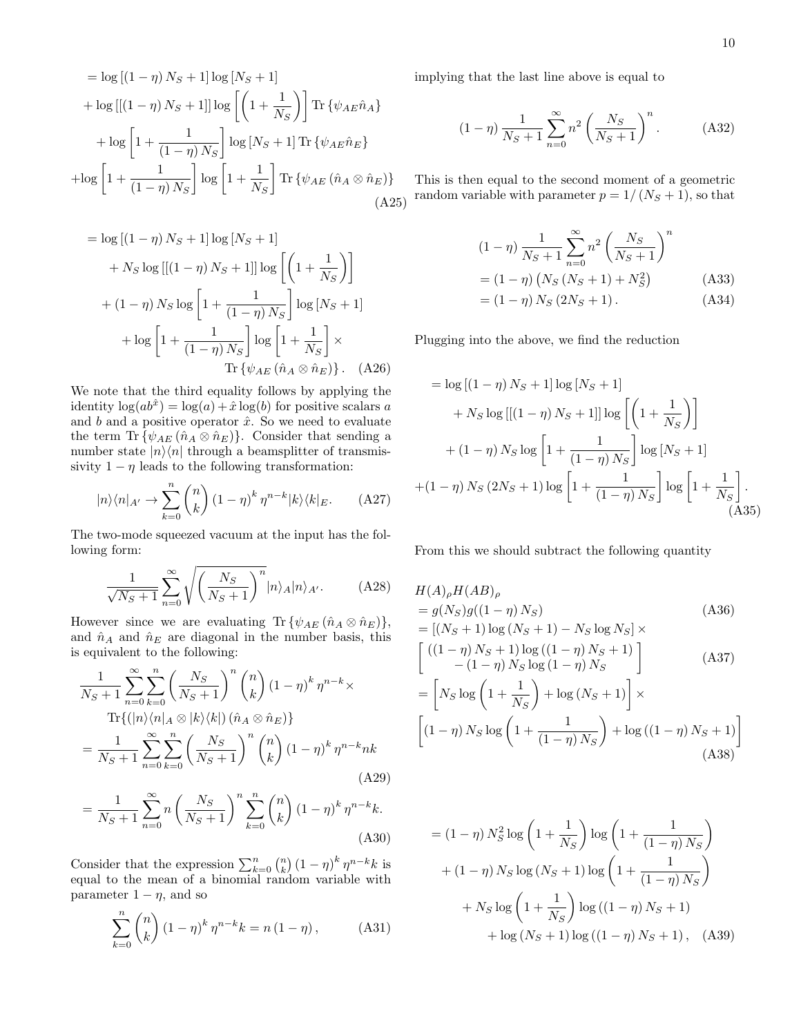$$
\begin{aligned}
&= \log\left[(1-\eta) N_S + 1\right] \log\left[N_S + 1\right] \\
&+ \log\left[\left[(1-\eta) N_S + 1\right]\right] \log\left[\left(1 + \frac{1}{N_S}\right)\right] \operatorname{Tr}\left\{\psi_{AE} \hat{n}_A\right\} \\
&+ \log\left[1 + \frac{1}{(1-\eta) N_S}\right] \log\left[N_S + 1\right] \operatorname{Tr}\left\{\psi_{AE} \hat{n}_E\right\} \\
&+ \log\left[1 + \frac{1}{(1-\eta) N_S}\right] \log\left[1 + \frac{1}{N_S}\right] \operatorname{Tr}\left\{\psi_{AE}\left(\hat{n}_A \otimes \hat{n}_E\right)\right\}
\end{aligned} \tag{A25}
$$

$$
\begin{aligned}
&= \log\left[(1-\eta) N_S + 1\right] \log\left[N_S + 1\right] \\
&+ N_S \log\left[\left[(1-\eta) N_S + 1\right]\right] \log\left[\left(1 + \frac{1}{N_S}\right)\right] \\
&+ (1-\eta) N_S \log\left[1 + \frac{1}{(1-\eta) N_S}\right] \log\left[N_S + 1\right] \\
&+ \log\left[1 + \frac{1}{(1-\eta) N_S}\right] \log\left[1 + \frac{1}{N_S}\right] \times \\
&\qquad \operatorname{Tr}\left\{\psi_{AE}\left(\hat{n}_A \otimes \hat{n}_E\right)\right\}.
\end{aligned} \tag{A26}
$$

We note that the third equality follows by applying the identity $\log(ab^{\hat{x}}) = \log(a) + \hat{x}\log(b)$ for positive scalars $a$ and $b$ and a positive operator $\hat{x}$. So we need to evaluate the term $\operatorname{Tr}\left\{\psi_{AE}\left(\hat{n}_A \otimes \hat{n}_E\right)\right\}$. Consider that sending a number state $|n\rangle\langle n|$ through a beamsplitter of transmissivity $1-\eta$ leads to the following transformation:

$$
|n\rangle\langle n|_{A'} \to \sum_{k=0}^{n} \binom{n}{k} (1-\eta)^k \eta^{n-k} |k\rangle\langle k|_E. \tag{A27}
$$

The two-mode squeezed vacuum at the input has the following form:

$$
\frac{1}{\sqrt{N_S+1}} \sum_{n=0}^{\infty} \sqrt{\left(\frac{N_S}{N_S+1}\right)^n} |n\rangle_A |n\rangle_{A'}. \tag{A28}
$$

However since we are evaluating $\operatorname{Tr}\left\{\psi_{AE}\left(\hat{n}_A \otimes \hat{n}_E\right)\right\}$, and $\hat{n}_A$ and $\hat{n}_E$ are diagonal in the number basis, this is equivalent to the following:

$$
\begin{aligned}
&\frac{1}{N_S+1} \sum_{n=0}^{\infty} \sum_{k=0}^{n} \left(\frac{N_S}{N_S+1}\right)^n \binom{n}{k} (1-\eta)^k \eta^{n-k} \times \\
&\qquad \operatorname{Tr}\{(|n\rangle\langle n|_A \otimes |k\rangle\langle k|)(\hat{n}_A \otimes \hat{n}_E)\} \\
&= \frac{1}{N_S+1} \sum_{n=0}^{\infty} \sum_{k=0}^{n} \left(\frac{N_S}{N_S+1}\right)^n \binom{n}{k} (1-\eta)^k \eta^{n-k} nk
\end{aligned} \tag{A29}
$$

$$
= \frac{1}{N_S+1} \sum_{n=0}^{\infty} n \left(\frac{N_S}{N_S+1}\right)^n \sum_{k=0}^{n} \binom{n}{k} (1-\eta)^k \eta^{n-k} k. \tag{A30}
$$

Consider that the expression $\sum_{k=0}^{n} \binom{n}{k} (1-\eta)^k \eta^{n-k} k$ is equal to the mean of a binomial random variable with parameter $1-\eta$, and so

$$
\sum_{k=0}^{n} \binom{n}{k} (1-\eta)^k \eta^{n-k} k = n(1-\eta), \tag{A31}
$$

implying that the last line above is equal to

$$
(1-\eta) \frac{1}{N_S+1} \sum_{n=0}^{\infty} n^2 \left(\frac{N_S}{N_S+1}\right)^n. \tag{A32}
$$

This is then equal to the second moment of a geometric random variable with parameter $p = 1/(N_S+1)$, so that

$$
\begin{aligned}
&(1-\eta) \frac{1}{N_S+1} \sum_{n=0}^{\infty} n^2 \left(\frac{N_S}{N_S+1}\right)^n \\
&= (1-\eta)\left(N_S(N_S+1) + N_S^2\right) && \text{(A33)} \\
&= (1-\eta) N_S (2N_S+1). && \text{(A34)}
\end{aligned}
$$

Plugging into the above, we find the reduction

$$
\begin{aligned}
&= \log\left[(1-\eta) N_S + 1\right] \log\left[N_S + 1\right] \\
&+ N_S \log\left[\left[(1-\eta) N_S + 1\right]\right] \log\left[\left(1 + \frac{1}{N_S}\right)\right] \\
&+ (1-\eta) N_S \log\left[1 + \frac{1}{(1-\eta) N_S}\right] \log\left[N_S + 1\right] \\
&+ (1-\eta) N_S (2N_S+1) \log\left[1 + \frac{1}{(1-\eta) N_S}\right] \log\left[1 + \frac{1}{N_S}\right].
\end{aligned} \tag{A35}
$$

From this we should subtract the following quantity

$$
\begin{aligned}
&H(A)_\rho H(AB)_\rho \\
&= g(N_S) g((1-\eta) N_S) && \text{(A36)} \\
&= \left[(N_S+1)\log(N_S+1) - N_S \log N_S\right] \times \\
&\left[\begin{array}{c} ((1-\eta) N_S + 1)\log((1-\eta) N_S + 1) \\ -(1-\eta) N_S \log (1-\eta) N_S \end{array}\right] && \text{(A37)} \\
&= \left[N_S \log\left(1 + \frac{1}{N_S}\right) + \log(N_S+1)\right] \times \\
&\left[(1-\eta) N_S \log\left(1 + \frac{1}{(1-\eta) N_S}\right) + \log((1-\eta) N_S + 1)\right] && \text{(A38)}
\end{aligned}
$$

$$
\begin{aligned}
&= (1-\eta) N_S^2 \log\left(1 + \frac{1}{N_S}\right) \log\left(1 + \frac{1}{(1-\eta) N_S}\right) \\
&+ (1-\eta) N_S \log(N_S+1) \log\left(1 + \frac{1}{(1-\eta) N_S}\right) \\
&+ N_S \log\left(1 + \frac{1}{N_S}\right) \log((1-\eta) N_S + 1) \\
&+ \log(N_S+1) \log((1-\eta) N_S + 1),
\end{aligned} \tag{A39}
$$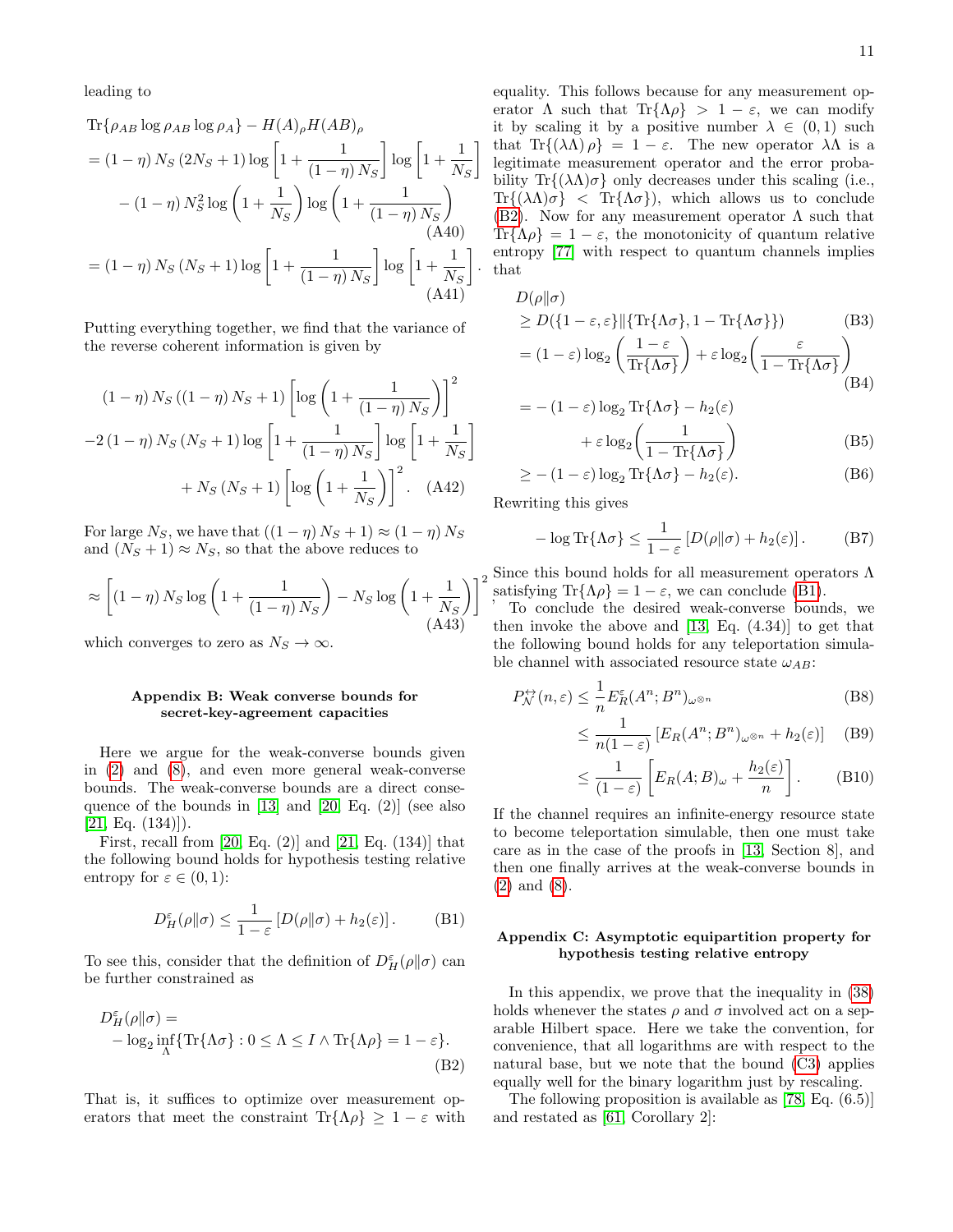leading to

$$\begin{aligned}
&\operatorname{Tr}\{\rho_{AB}\log\rho_{AB}\log\rho_A\} - H(A)_\rho H(AB)_\rho \\
&= (1-\eta)\,N_S\,(2N_S+1)\log\left[1+\frac{1}{(1-\eta)\,N_S}\right]\log\left[1+\frac{1}{N_S}\right] \\
&\quad - (1-\eta)\,N_S^2\log\left(1+\frac{1}{N_S}\right)\log\left(1+\frac{1}{(1-\eta)\,N_S}\right) \qquad \text{(A40)}\\
&= (1-\eta)\,N_S\,(N_S+1)\log\left[1+\frac{1}{(1-\eta)\,N_S}\right]\log\left[1+\frac{1}{N_S}\right]. \qquad \text{(A41)}
\end{aligned}$$

Putting everything together, we find that the variance of the reverse coherent information is given by

$$\begin{aligned}
&(1-\eta)\,N_S\,((1-\eta)\,N_S+1)\left[\log\left(1+\frac{1}{(1-\eta)\,N_S}\right)\right]^2 \\
&-2\,(1-\eta)\,N_S\,(N_S+1)\log\left[1+\frac{1}{(1-\eta)\,N_S}\right]\log\left[1+\frac{1}{N_S}\right] \\
&\quad + N_S\,(N_S+1)\left[\log\left(1+\frac{1}{N_S}\right)\right]^2. \qquad \text{(A42)}
\end{aligned}$$

For large $N_S$, we have that $((1-\eta)\,N_S+1)\approx(1-\eta)\,N_S$ and $(N_S+1)\approx N_S$, so that the above reduces to

$$\approx\left[(1-\eta)\,N_S\log\left(1+\frac{1}{(1-\eta)\,N_S}\right)-N_S\log\left(1+\frac{1}{N_S}\right)\right]^2, \qquad \text{(A43)}$$

which converges to zero as $N_S\to\infty$.

## Appendix B: Weak converse bounds for secret-key-agreement capacities

Here we argue for the weak-converse bounds given in (2) and (8), and even more general weak-converse bounds. The weak-converse bounds are a direct consequence of the bounds in [13] and [20, Eq. (2)] (see also [21, Eq. (134)]).

First, recall from [20, Eq. (2)] and [21, Eq. (134)] that the following bound holds for hypothesis testing relative entropy for $\varepsilon\in(0,1)$:

$$D_H^\varepsilon(\rho\|\sigma)\leq\frac{1}{1-\varepsilon}\left[D(\rho\|\sigma)+h_2(\varepsilon)\right]. \qquad \text{(B1)}$$

To see this, consider that the definition of $D_H^\varepsilon(\rho\|\sigma)$ can be further constrained as

$$\begin{aligned}
&D_H^\varepsilon(\rho\|\sigma)= \\
&-\log_2\inf_\Lambda\{\operatorname{Tr}\{\Lambda\sigma\}:0\leq\Lambda\leq I\wedge\operatorname{Tr}\{\Lambda\rho\}=1-\varepsilon\}. \qquad \text{(B2)}
\end{aligned}$$

That is, it suffices to optimize over measurement operators that meet the constraint $\operatorname{Tr}\{\Lambda\rho\}\geq1-\varepsilon$ with equality. This follows because for any measurement operator $\Lambda$ such that $\operatorname{Tr}\{\Lambda\rho\}>1-\varepsilon$, we can modify it by scaling it by a positive number $\lambda\in(0,1)$ such that $\operatorname{Tr}\{(\lambda\Lambda)\,\rho\}=1-\varepsilon$. The new operator $\lambda\Lambda$ is a legitimate measurement operator and the error probability $\operatorname{Tr}\{(\lambda\Lambda)\sigma\}$ only decreases under this scaling (i.e., $\operatorname{Tr}\{(\lambda\Lambda)\sigma\}<\operatorname{Tr}\{\Lambda\sigma\}$), which allows us to conclude (B2). Now for any measurement operator $\Lambda$ such that $\operatorname{Tr}\{\Lambda\rho\}=1-\varepsilon$, the monotonicity of quantum relative entropy [77] with respect to quantum channels implies that

$$\begin{aligned}
&D(\rho\|\sigma) \\
&\geq D(\{1-\varepsilon,\varepsilon\}\|\{\operatorname{Tr}\{\Lambda\sigma\},1-\operatorname{Tr}\{\Lambda\sigma\}\}) \qquad \text{(B3)}\\
&=(1-\varepsilon)\log_2\left(\frac{1-\varepsilon}{\operatorname{Tr}\{\Lambda\sigma\}}\right)+\varepsilon\log_2\left(\frac{\varepsilon}{1-\operatorname{Tr}\{\Lambda\sigma\}}\right) \qquad \text{(B4)}\\
&=-(1-\varepsilon)\log_2\operatorname{Tr}\{\Lambda\sigma\}-h_2(\varepsilon) \\
&\qquad+\varepsilon\log_2\left(\frac{1}{1-\operatorname{Tr}\{\Lambda\sigma\}}\right) \qquad \text{(B5)}\\
&\geq-(1-\varepsilon)\log_2\operatorname{Tr}\{\Lambda\sigma\}-h_2(\varepsilon). \qquad \text{(B6)}
\end{aligned}$$

Rewriting this gives

$$-\log\operatorname{Tr}\{\Lambda\sigma\}\leq\frac{1}{1-\varepsilon}\left[D(\rho\|\sigma)+h_2(\varepsilon)\right]. \qquad \text{(B7)}$$

Since this bound holds for all measurement operators $\Lambda$ satisfying $\operatorname{Tr}\{\Lambda\rho\}=1-\varepsilon$, we can conclude (B1).

To conclude the desired weak-converse bounds, we then invoke the above and [13, Eq. (4.34)] to get that the following bound holds for any teleportation simulable channel with associated resource state $\omega_{AB}$:

$$\begin{aligned}
P_{\mathcal{N}}^{\leftrightarrow}(n,\varepsilon)&\leq\frac{1}{n}E_R^\varepsilon(A^n;B^n)_{\omega^{\otimes n}} \qquad \text{(B8)}\\
&\leq\frac{1}{n(1-\varepsilon)}\left[E_R(A^n;B^n)_{\omega^{\otimes n}}+h_2(\varepsilon)\right] \qquad \text{(B9)}\\
&\leq\frac{1}{(1-\varepsilon)}\left[E_R(A;B)_\omega+\frac{h_2(\varepsilon)}{n}\right]. \qquad \text{(B10)}
\end{aligned}$$

If the channel requires an infinite-energy resource state to become teleportation simulable, then one must take care as in the case of the proofs in [13, Section 8], and then one finally arrives at the weak-converse bounds in (2) and (8).

## Appendix C: Asymptotic equipartition property for hypothesis testing relative entropy

In this appendix, we prove that the inequality in (38) holds whenever the states $\rho$ and $\sigma$ involved act on a separable Hilbert space. Here we take the convention, for convenience, that all logarithms are with respect to the natural base, but we note that the bound (C3) applies equally well for the binary logarithm just by rescaling.

The following proposition is available as [78, Eq. (6.5)] and restated as [61, Corollary 2]: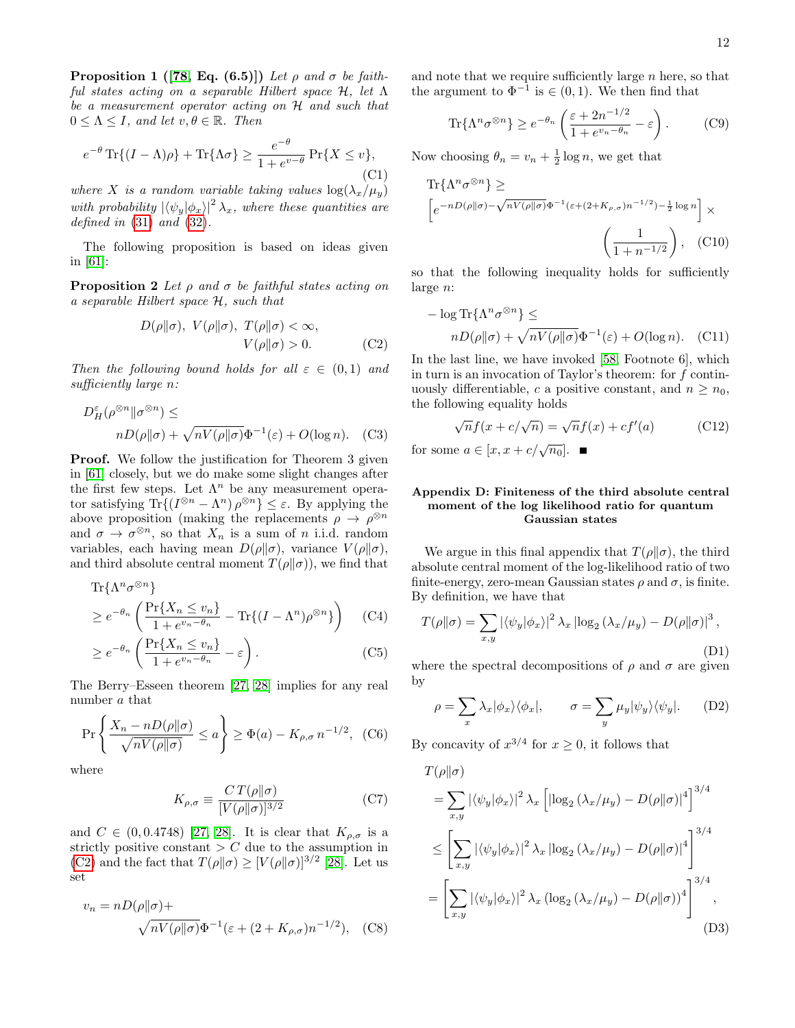**Proposition 1 ([78, Eq. (6.5)])** *Let $\rho$ and $\sigma$ be faithful states acting on a separable Hilbert space $\mathcal{H}$, let $\Lambda$ be a measurement operator acting on $\mathcal{H}$ and such that $0 \leq \Lambda \leq I$, and let $v, \theta \in \mathbb{R}$. Then*

$$e^{-\theta}\operatorname{Tr}\{(I-\Lambda)\rho\} + \operatorname{Tr}\{\Lambda\sigma\} \geq \frac{e^{-\theta}}{1+e^{v-\theta}}\Pr\{X \leq v\}, \tag{C1}$$

*where $X$ is a random variable taking values $\log(\lambda_x/\mu_y)$ with probability $|\langle\psi_y|\phi_x\rangle|^2\lambda_x$, where these quantities are defined in (31) and (32).*

The following proposition is based on ideas given in [61]:

**Proposition 2** *Let $\rho$ and $\sigma$ be faithful states acting on a separable Hilbert space $\mathcal{H}$, such that*

$$D(\rho\|\sigma),\ V(\rho\|\sigma),\ T(\rho\|\sigma) < \infty, \qquad V(\rho\|\sigma) > 0. \tag{C2}$$

*Then the following bound holds for all $\varepsilon \in (0,1)$ and sufficiently large $n$:*

$$D_H^{\varepsilon}(\rho^{\otimes n}\|\sigma^{\otimes n}) \leq nD(\rho\|\sigma) + \sqrt{nV(\rho\|\sigma)}\Phi^{-1}(\varepsilon) + O(\log n). \tag{C3}$$

**Proof.** We follow the justification for Theorem 3 given in [61] closely, but we do make some slight changes after the first few steps. Let $\Lambda^n$ be any measurement operator satisfying $\operatorname{Tr}\{(I^{\otimes n}-\Lambda^n)\rho^{\otimes n}\} \leq \varepsilon$. By applying the above proposition (making the replacements $\rho \to \rho^{\otimes n}$ and $\sigma \to \sigma^{\otimes n}$, so that $X_n$ is a sum of $n$ i.i.d. random variables, each having mean $D(\rho\|\sigma)$, variance $V(\rho\|\sigma)$, and third absolute central moment $T(\rho\|\sigma)$), we find that

$$\begin{aligned}
&\operatorname{Tr}\{\Lambda^n\sigma^{\otimes n}\} \\
&\geq e^{-\theta_n}\left(\frac{\Pr\{X_n \leq v_n\}}{1+e^{v_n-\theta_n}} - \operatorname{Tr}\{(I-\Lambda^n)\rho^{\otimes n}\}\right) &\text{(C4)}\\
&\geq e^{-\theta_n}\left(\frac{\Pr\{X_n \leq v_n\}}{1+e^{v_n-\theta_n}} - \varepsilon\right). &\text{(C5)}
\end{aligned}$$

The Berry–Esseen theorem [27, 28] implies for any real number $a$ that

$$\Pr\left\{\frac{X_n - nD(\rho\|\sigma)}{\sqrt{nV(\rho\|\sigma)}} \leq a\right\} \geq \Phi(a) - K_{\rho,\sigma}\, n^{-1/2}, \tag{C6}$$

where

$$K_{\rho,\sigma} \equiv \frac{C\, T(\rho\|\sigma)}{[V(\rho\|\sigma)]^{3/2}} \tag{C7}$$

and $C \in (0, 0.4748)$ [27, 28]. It is clear that $K_{\rho,\sigma}$ is a strictly positive constant $> C$ due to the assumption in (C2) and the fact that $T(\rho\|\sigma) \geq [V(\rho\|\sigma)]^{3/2}$ [28]. Let us set

$$v_n = nD(\rho\|\sigma) + \sqrt{nV(\rho\|\sigma)}\Phi^{-1}(\varepsilon + (2+K_{\rho,\sigma})n^{-1/2}), \tag{C8}$$

and note that we require sufficiently large $n$ here, so that the argument to $\Phi^{-1}$ is $\in (0,1)$. We then find that

$$\operatorname{Tr}\{\Lambda^n\sigma^{\otimes n}\} \geq e^{-\theta_n}\left(\frac{\varepsilon + 2n^{-1/2}}{1+e^{v_n-\theta_n}} - \varepsilon\right). \tag{C9}$$

Now choosing $\theta_n = v_n + \frac{1}{2}\log n$, we get that

$$\operatorname{Tr}\{\Lambda^n\sigma^{\otimes n}\} \geq \left[e^{-nD(\rho\|\sigma) - \sqrt{nV(\rho\|\sigma)}\Phi^{-1}(\varepsilon + (2+K_{\rho,\sigma})n^{-1/2}) - \frac{1}{2}\log n}\right] \times \left(\frac{1}{1+n^{-1/2}}\right), \tag{C10}$$

so that the following inequality holds for sufficiently large $n$:

$$-\log \operatorname{Tr}\{\Lambda^n\sigma^{\otimes n}\} \leq nD(\rho\|\sigma) + \sqrt{nV(\rho\|\sigma)}\Phi^{-1}(\varepsilon) + O(\log n). \tag{C11}$$

In the last line, we have invoked [58, Footnote 6], which in turn is an invocation of Taylor's theorem: for $f$ continuously differentiable, $c$ a positive constant, and $n \geq n_0$, the following equality holds

$$\sqrt{n}f(x + c/\sqrt{n}) = \sqrt{n}f(x) + cf'(a) \tag{C12}$$

for some $a \in [x, x + c/\sqrt{n_0}]$. ■

## Appendix D: Finiteness of the third absolute central moment of the log likelihood ratio for quantum Gaussian states

We argue in this final appendix that $T(\rho\|\sigma)$, the third absolute central moment of the log-likelihood ratio of two finite-energy, zero-mean Gaussian states $\rho$ and $\sigma$, is finite. By definition, we have that

$$T(\rho\|\sigma) = \sum_{x,y} |\langle\psi_y|\phi_x\rangle|^2\lambda_x \left|\log_2(\lambda_x/\mu_y) - D(\rho\|\sigma)\right|^3, \tag{D1}$$

where the spectral decompositions of $\rho$ and $\sigma$ are given by

$$\rho = \sum_x \lambda_x |\phi_x\rangle\langle\phi_x|, \qquad \sigma = \sum_y \mu_y |\psi_y\rangle\langle\psi_y|. \tag{D2}$$

By concavity of $x^{3/4}$ for $x \geq 0$, it follows that

$$\begin{aligned}
&T(\rho\|\sigma) \\
&= \sum_{x,y} |\langle\psi_y|\phi_x\rangle|^2\lambda_x \left[\left|\log_2(\lambda_x/\mu_y) - D(\rho\|\sigma)\right|^4\right]^{3/4} \\
&\leq \left[\sum_{x,y} |\langle\psi_y|\phi_x\rangle|^2\lambda_x \left|\log_2(\lambda_x/\mu_y) - D(\rho\|\sigma)\right|^4\right]^{3/4} \\
&= \left[\sum_{x,y} |\langle\psi_y|\phi_x\rangle|^2\lambda_x \left(\log_2(\lambda_x/\mu_y) - D(\rho\|\sigma)\right)^4\right]^{3/4},
\end{aligned} \tag{D3}$$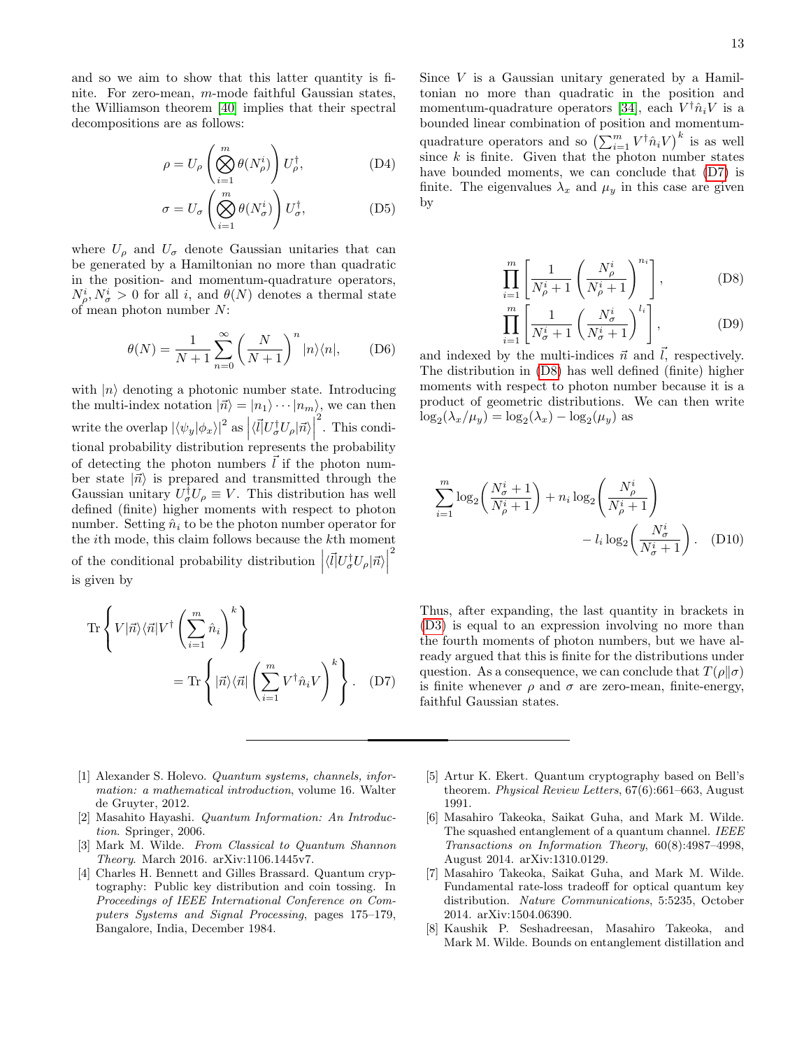and so we aim to show that this latter quantity is finite. For zero-mean, $m$-mode faithful Gaussian states, the Williamson theorem [40] implies that their spectral decompositions are as follows:

$$\rho = U_\rho \left( \bigotimes_{i=1}^{m} \theta(N_\rho^i) \right) U_\rho^\dagger, \tag{D4}$$

$$\sigma = U_\sigma \left( \bigotimes_{i=1}^{m} \theta(N_\sigma^i) \right) U_\sigma^\dagger, \tag{D5}$$

where $U_\rho$ and $U_\sigma$ denote Gaussian unitaries that can be generated by a Hamiltonian no more than quadratic in the position- and momentum-quadrature operators, $N_\rho^i, N_\sigma^i > 0$ for all $i$, and $\theta(N)$ denotes a thermal state of mean photon number $N$:

$$\theta(N) = \frac{1}{N+1} \sum_{n=0}^{\infty} \left( \frac{N}{N+1} \right)^n |n\rangle\langle n|, \tag{D6}$$

with $|n\rangle$ denoting a photonic number state. Introducing the multi-index notation $|\vec{n}\rangle = |n_1\rangle \cdots |n_m\rangle$, we can then write the overlap $|\langle \psi_y | \phi_x \rangle|^2$ as $\left| \langle \vec{l} | U_\sigma^\dagger U_\rho | \vec{n} \rangle \right|^2$. This conditional probability distribution represents the probability of detecting the photon numbers $\vec{l}$ if the photon number state $|\vec{n}\rangle$ is prepared and transmitted through the Gaussian unitary $U_\sigma^\dagger U_\rho \equiv V$. This distribution has well defined (finite) higher moments with respect to photon number. Setting $\hat{n}_i$ to be the photon number operator for the $i$th mode, this claim follows because the $k$th moment of the conditional probability distribution $\left| \langle \vec{l} | U_\sigma^\dagger U_\rho | \vec{n} \rangle \right|^2$ is given by

$$\mathrm{Tr} \left\{ V |\vec{n}\rangle\langle \vec{n}| V^\dagger \left( \sum_{i=1}^{m} \hat{n}_i \right)^k \right\} = \mathrm{Tr} \left\{ |\vec{n}\rangle\langle \vec{n}| \left( \sum_{i=1}^{m} V^\dagger \hat{n}_i V \right)^k \right\}. \tag{D7}$$

Since $V$ is a Gaussian unitary generated by a Hamiltonian no more than quadratic in the position and momentum-quadrature operators [34], each $V^\dagger \hat{n}_i V$ is a bounded linear combination of position and momentum-quadrature operators and so $\left( \sum_{i=1}^{m} V^\dagger \hat{n}_i V \right)^k$ is as well since $k$ is finite. Given that the photon number states have bounded moments, we can conclude that (D7) is finite. The eigenvalues $\lambda_x$ and $\mu_y$ in this case are given by

$$\prod_{i=1}^{m} \left[ \frac{1}{N_\rho^i + 1} \left( \frac{N_\rho^i}{N_\rho^i + 1} \right)^{n_i} \right], \tag{D8}$$

$$\prod_{i=1}^{m} \left[ \frac{1}{N_\sigma^i + 1} \left( \frac{N_\sigma^i}{N_\sigma^i + 1} \right)^{l_i} \right], \tag{D9}$$

and indexed by the multi-indices $\vec{n}$ and $\vec{l}$, respectively. The distribution in (D8) has well defined (finite) higher moments with respect to photon number because it is a product of geometric distributions. We can then write $\log_2(\lambda_x/\mu_y) = \log_2(\lambda_x) - \log_2(\mu_y)$ as

$$\sum_{i=1}^{m} \log_2 \left( \frac{N_\sigma^i + 1}{N_\rho^i + 1} \right) + n_i \log_2 \left( \frac{N_\rho^i}{N_\rho^i + 1} \right) - l_i \log_2 \left( \frac{N_\sigma^i}{N_\sigma^i + 1} \right). \tag{D10}$$

Thus, after expanding, the last quantity in brackets in (D3) is equal to an expression involving no more than the fourth moments of photon numbers, but we have already argued that this is finite for the distributions under question. As a consequence, we can conclude that $T(\rho\|\sigma)$ is finite whenever $\rho$ and $\sigma$ are zero-mean, finite-energy, faithful Gaussian states.

---

[1] Alexander S. Holevo. *Quantum systems, channels, information: a mathematical introduction*, volume 16. Walter de Gruyter, 2012.

[2] Masahito Hayashi. *Quantum Information: An Introduction*. Springer, 2006.

[3] Mark M. Wilde. *From Classical to Quantum Shannon Theory*. March 2016. arXiv:1106.1445v7.

[4] Charles H. Bennett and Gilles Brassard. Quantum cryptography: Public key distribution and coin tossing. In *Proceedings of IEEE International Conference on Computers Systems and Signal Processing*, pages 175–179, Bangalore, India, December 1984.

[5] Artur K. Ekert. Quantum cryptography based on Bell's theorem. *Physical Review Letters*, 67(6):661–663, August 1991.

[6] Masahiro Takeoka, Saikat Guha, and Mark M. Wilde. The squashed entanglement of a quantum channel. *IEEE Transactions on Information Theory*, 60(8):4987–4998, August 2014. arXiv:1310.0129.

[7] Masahiro Takeoka, Saikat Guha, and Mark M. Wilde. Fundamental rate-loss tradeoff for optical quantum key distribution. *Nature Communications*, 5:5235, October 2014. arXiv:1504.06390.

[8] Kaushik P. Seshadreesan, Masahiro Takeoka, and Mark M. Wilde. Bounds on entanglement distillation and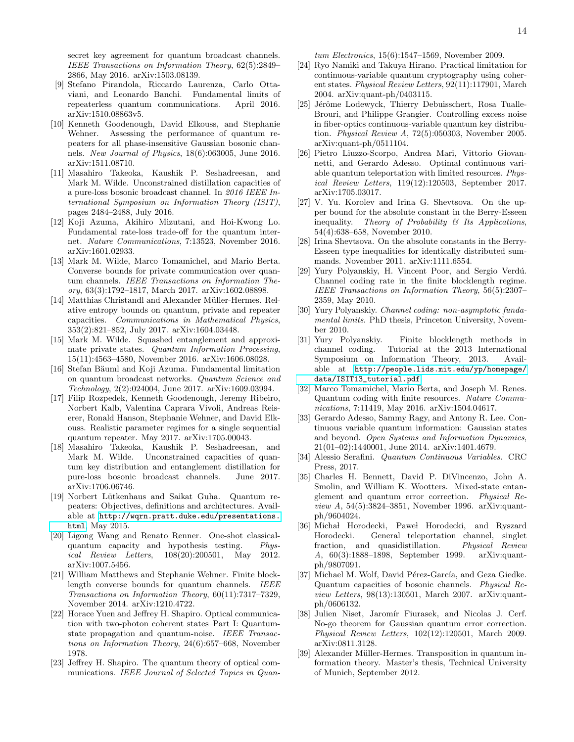secret key agreement for quantum broadcast channels. *IEEE Transactions on Information Theory*, 62(5):2849–2866, May 2016. arXiv:1503.08139.

[9] Stefano Pirandola, Riccardo Laurenza, Carlo Ottaviani, and Leonardo Banchi. Fundamental limits of repeaterless quantum communications. April 2016. arXiv:1510.08863v5.

[10] Kenneth Goodenough, David Elkouss, and Stephanie Wehner. Assessing the performance of quantum repeaters for all phase-insensitive Gaussian bosonic channels. *New Journal of Physics*, 18(6):063005, June 2016. arXiv:1511.08710.

[11] Masahiro Takeoka, Kaushik P. Seshadreesan, and Mark M. Wilde. Unconstrained distillation capacities of a pure-loss bosonic broadcast channel. In *2016 IEEE International Symposium on Information Theory (ISIT)*, pages 2484–2488, July 2016.

[12] Koji Azuma, Akihiro Mizutani, and Hoi-Kwong Lo. Fundamental rate-loss trade-off for the quantum internet. *Nature Communications*, 7:13523, November 2016. arXiv:1601.02933.

[13] Mark M. Wilde, Marco Tomamichel, and Mario Berta. Converse bounds for private communication over quantum channels. *IEEE Transactions on Information Theory*, 63(3):1792–1817, March 2017. arXiv:1602.08898.

[14] Matthias Christandl and Alexander Müller-Hermes. Relative entropy bounds on quantum, private and repeater capacities. *Communications in Mathematical Physics*, 353(2):821–852, July 2017. arXiv:1604.03448.

[15] Mark M. Wilde. Squashed entanglement and approximate private states. *Quantum Information Processing*, 15(11):4563–4580, November 2016. arXiv:1606.08028.

[16] Stefan Bäuml and Koji Azuma. Fundamental limitation on quantum broadcast networks. *Quantum Science and Technology*, 2(2):024004, June 2017. arXiv:1609.03994.

[17] Filip Rozpedek, Kenneth Goodenough, Jeremy Ribeiro, Norbert Kalb, Valentina Caprara Vivoli, Andreas Reiserer, Ronald Hanson, Stephanie Wehner, and David Elkouss. Realistic parameter regimes for a single sequential quantum repeater. May 2017. arXiv:1705.00043.

[18] Masahiro Takeoka, Kaushik P. Seshadreesan, and Mark M. Wilde. Unconstrained capacities of quantum key distribution and entanglement distillation for pure-loss bosonic broadcast channels. June 2017. arXiv:1706.06746.

[19] Norbert Lütkenhaus and Saikat Guha. Quantum repeaters: Objectives, definitions and architectures. Available at http://wqrn.pratt.duke.edu/presentations.html, May 2015.

[20] Ligong Wang and Renato Renner. One-shot classical-quantum capacity and hypothesis testing. *Physical Review Letters*, 108(20):200501, May 2012. arXiv:1007.5456.

[21] William Matthews and Stephanie Wehner. Finite blocklength converse bounds for quantum channels. *IEEE Transactions on Information Theory*, 60(11):7317–7329, November 2014. arXiv:1210.4722.

[22] Horace Yuen and Jeffrey H. Shapiro. Optical communication with two-photon coherent states–Part I: Quantum-state propagation and quantum-noise. *IEEE Transactions on Information Theory*, 24(6):657–668, November 1978.

[23] Jeffrey H. Shapiro. The quantum theory of optical communications. *IEEE Journal of Selected Topics in Quantum Electronics*, 15(6):1547–1569, November 2009.

[24] Ryo Namiki and Takuya Hirano. Practical limitation for continuous-variable quantum cryptography using coherent states. *Physical Review Letters*, 92(11):117901, March 2004. arXiv:quant-ph/0403115.

[25] Jérôme Lodewyck, Thierry Debuisschert, Rosa Tualle-Brouri, and Philippe Grangier. Controlling excess noise in fiber-optics continuous-variable quantum key distribution. *Physical Review A*, 72(5):050303, November 2005. arXiv:quant-ph/0511104.

[26] Pietro Liuzzo-Scorpo, Andrea Mari, Vittorio Giovannetti, and Gerardo Adesso. Optimal continuous variable quantum teleportation with limited resources. *Physical Review Letters*, 119(12):120503, September 2017. arXiv:1705.03017.

[27] V. Yu. Korolev and Irina G. Shevtsova. On the upper bound for the absolute constant in the Berry-Esseen inequality. *Theory of Probability & Its Applications*, 54(4):638–658, November 2010.

[28] Irina Shevtsova. On the absolute constants in the Berry-Esseen type inequalities for identically distributed summands. November 2011. arXiv:1111.6554.

[29] Yury Polyanskiy, H. Vincent Poor, and Sergio Verdú. Channel coding rate in the finite blocklength regime. *IEEE Transactions on Information Theory*, 56(5):2307–2359, May 2010.

[30] Yury Polyanskiy. *Channel coding: non-asymptotic fundamental limits*. PhD thesis, Princeton University, November 2010.

[31] Yury Polyanskiy. Finite blocklength methods in channel coding. Tutorial at the 2013 International Symposium on Information Theory, 2013. Available at http://people.lids.mit.edu/yp/homepage/data/ISIT13_tutorial.pdf.

[32] Marco Tomamichel, Mario Berta, and Joseph M. Renes. Quantum coding with finite resources. *Nature Communications*, 7:11419, May 2016. arXiv:1504.04617.

[33] Gerardo Adesso, Sammy Ragy, and Antony R. Lee. Continuous variable quantum information: Gaussian states and beyond. *Open Systems and Information Dynamics*, 21(01–02):1440001, June 2014. arXiv:1401.4679.

[34] Alessio Serafini. *Quantum Continuous Variables*. CRC Press, 2017.

[35] Charles H. Bennett, David P. DiVincenzo, John A. Smolin, and William K. Wootters. Mixed-state entanglement and quantum error correction. *Physical Review A*, 54(5):3824–3851, November 1996. arXiv:quant-ph/9604024.

[36] Michał Horodecki, Paweł Horodecki, and Ryszard Horodecki. General teleportation channel, singlet fraction, and quasidistillation. *Physical Review A*, 60(3):1888–1898, September 1999. arXiv:quant-ph/9807091.

[37] Michael M. Wolf, David Pérez-García, and Geza Giedke. Quantum capacities of bosonic channels. *Physical Review Letters*, 98(13):130501, March 2007. arXiv:quant-ph/0606132.

[38] Julien Niset, Jaromír Fiurasek, and Nicolas J. Cerf. No-go theorem for Gaussian quantum error correction. *Physical Review Letters*, 102(12):120501, March 2009. arXiv:0811.3128.

[39] Alexander Müller-Hermes. Transposition in quantum information theory. Master's thesis, Technical University of Munich, September 2012.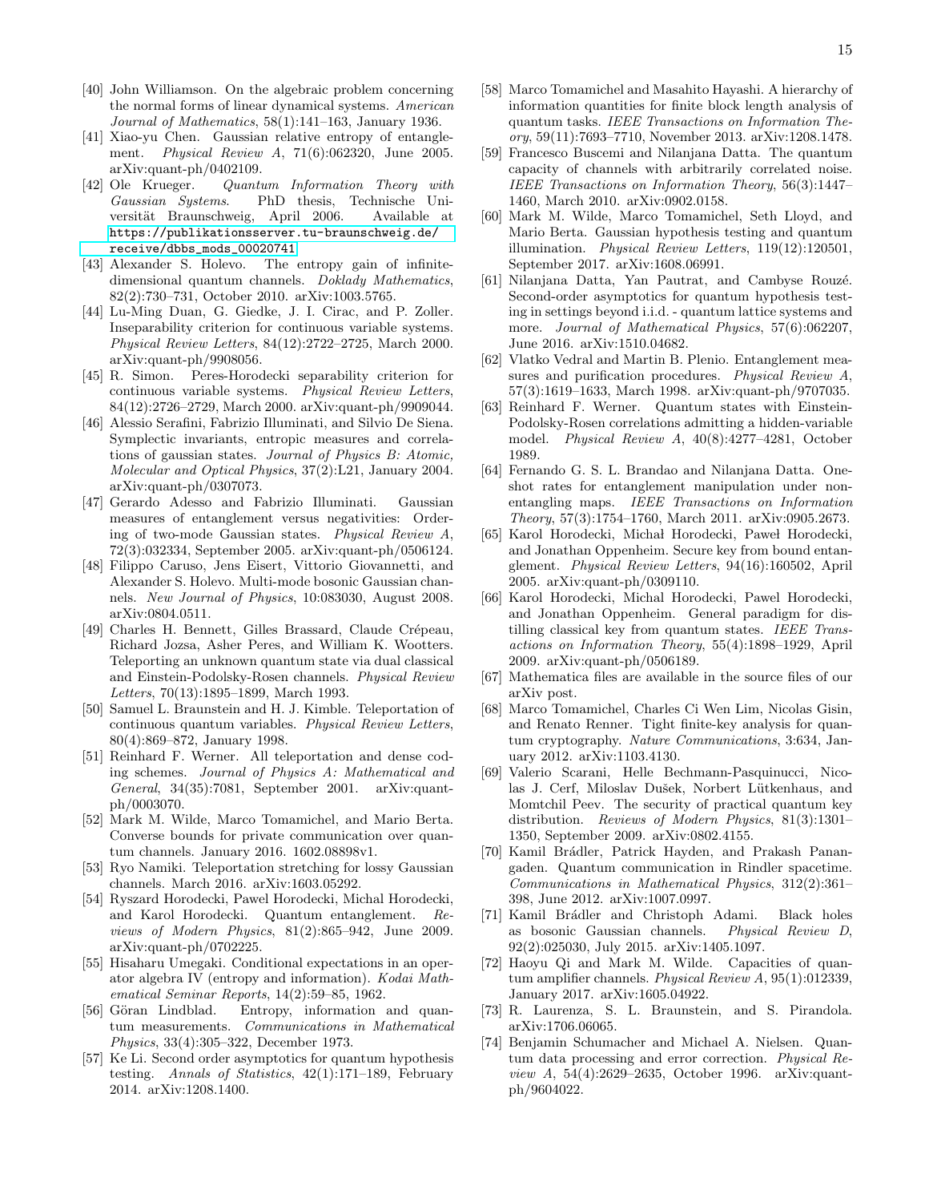[40] John Williamson. On the algebraic problem concerning the normal forms of linear dynamical systems. *American Journal of Mathematics*, 58(1):141–163, January 1936.

[41] Xiao-yu Chen. Gaussian relative entropy of entanglement. *Physical Review A*, 71(6):062320, June 2005. arXiv:quant-ph/0402109.

[42] Ole Krueger. *Quantum Information Theory with Gaussian Systems*. PhD thesis, Technische Universität Braunschweig, April 2006. Available at https://publikationsserver.tu-braunschweig.de/receive/dbbs_mods_00020741.

[43] Alexander S. Holevo. The entropy gain of infinite-dimensional quantum channels. *Doklady Mathematics*, 82(2):730–731, October 2010. arXiv:1003.5765.

[44] Lu-Ming Duan, G. Giedke, J. I. Cirac, and P. Zoller. Inseparability criterion for continuous variable systems. *Physical Review Letters*, 84(12):2722–2725, March 2000. arXiv:quant-ph/9908056.

[45] R. Simon. Peres-Horodecki separability criterion for continuous variable systems. *Physical Review Letters*, 84(12):2726–2729, March 2000. arXiv:quant-ph/9909044.

[46] Alessio Serafini, Fabrizio Illuminati, and Silvio De Siena. Symplectic invariants, entropic measures and correlations of gaussian states. *Journal of Physics B: Atomic, Molecular and Optical Physics*, 37(2):L21, January 2004. arXiv:quant-ph/0307073.

[47] Gerardo Adesso and Fabrizio Illuminati. Gaussian measures of entanglement versus negativities: Ordering of two-mode Gaussian states. *Physical Review A*, 72(3):032334, September 2005. arXiv:quant-ph/0506124.

[48] Filippo Caruso, Jens Eisert, Vittorio Giovannetti, and Alexander S. Holevo. Multi-mode bosonic Gaussian channels. *New Journal of Physics*, 10:083030, August 2008. arXiv:0804.0511.

[49] Charles H. Bennett, Gilles Brassard, Claude Crépeau, Richard Jozsa, Asher Peres, and William K. Wootters. Teleporting an unknown quantum state via dual classical and Einstein-Podolsky-Rosen channels. *Physical Review Letters*, 70(13):1895–1899, March 1993.

[50] Samuel L. Braunstein and H. J. Kimble. Teleportation of continuous quantum variables. *Physical Review Letters*, 80(4):869–872, January 1998.

[51] Reinhard F. Werner. All teleportation and dense coding schemes. *Journal of Physics A: Mathematical and General*, 34(35):7081, September 2001. arXiv:quant-ph/0003070.

[52] Mark M. Wilde, Marco Tomamichel, and Mario Berta. Converse bounds for private communication over quantum channels. January 2016. 1602.08898v1.

[53] Ryo Namiki. Teleportation stretching for lossy Gaussian channels. March 2016. arXiv:1603.05292.

[54] Ryszard Horodecki, Pawel Horodecki, Michal Horodecki, and Karol Horodecki. Quantum entanglement. *Reviews of Modern Physics*, 81(2):865–942, June 2009. arXiv:quant-ph/0702225.

[55] Hisaharu Umegaki. Conditional expectations in an operator algebra IV (entropy and information). *Kodai Mathematical Seminar Reports*, 14(2):59–85, 1962.

[56] Göran Lindblad. Entropy, information and quantum measurements. *Communications in Mathematical Physics*, 33(4):305–322, December 1973.

[57] Ke Li. Second order asymptotics for quantum hypothesis testing. *Annals of Statistics*, 42(1):171–189, February 2014. arXiv:1208.1400.

[58] Marco Tomamichel and Masahito Hayashi. A hierarchy of information quantities for finite block length analysis of quantum tasks. *IEEE Transactions on Information Theory*, 59(11):7693–7710, November 2013. arXiv:1208.1478.

[59] Francesco Buscemi and Nilanjana Datta. The quantum capacity of channels with arbitrarily correlated noise. *IEEE Transactions on Information Theory*, 56(3):1447–1460, March 2010. arXiv:0902.0158.

[60] Mark M. Wilde, Marco Tomamichel, Seth Lloyd, and Mario Berta. Gaussian hypothesis testing and quantum illumination. *Physical Review Letters*, 119(12):120501, September 2017. arXiv:1608.06991.

[61] Nilanjana Datta, Yan Pautrat, and Cambyse Rouzé. Second-order asymptotics for quantum hypothesis testing in settings beyond i.i.d. - quantum lattice systems and more. *Journal of Mathematical Physics*, 57(6):062207, June 2016. arXiv:1510.04682.

[62] Vlatko Vedral and Martin B. Plenio. Entanglement measures and purification procedures. *Physical Review A*, 57(3):1619–1633, March 1998. arXiv:quant-ph/9707035.

[63] Reinhard F. Werner. Quantum states with Einstein-Podolsky-Rosen correlations admitting a hidden-variable model. *Physical Review A*, 40(8):4277–4281, October 1989.

[64] Fernando G. S. L. Brandao and Nilanjana Datta. One-shot rates for entanglement manipulation under non-entangling maps. *IEEE Transactions on Information Theory*, 57(3):1754–1760, March 2011. arXiv:0905.2673.

[65] Karol Horodecki, Michał Horodecki, Paweł Horodecki, and Jonathan Oppenheim. Secure key from bound entanglement. *Physical Review Letters*, 94(16):160502, April 2005. arXiv:quant-ph/0309110.

[66] Karol Horodecki, Michal Horodecki, Pawel Horodecki, and Jonathan Oppenheim. General paradigm for distilling classical key from quantum states. *IEEE Transactions on Information Theory*, 55(4):1898–1929, April 2009. arXiv:quant-ph/0506189.

[67] Mathematica files are available in the source files of our arXiv post.

[68] Marco Tomamichel, Charles Ci Wen Lim, Nicolas Gisin, and Renato Renner. Tight finite-key analysis for quantum cryptography. *Nature Communications*, 3:634, January 2012. arXiv:1103.4130.

[69] Valerio Scarani, Helle Bechmann-Pasquinucci, Nicolas J. Cerf, Miloslav Dušek, Norbert Lütkenhaus, and Momtchil Peev. The security of practical quantum key distribution. *Reviews of Modern Physics*, 81(3):1301–1350, September 2009. arXiv:0802.4155.

[70] Kamil Brádler, Patrick Hayden, and Prakash Panangaden. Quantum communication in Rindler spacetime. *Communications in Mathematical Physics*, 312(2):361–398, June 2012. arXiv:1007.0997.

[71] Kamil Brádler and Christoph Adami. Black holes as bosonic Gaussian channels. *Physical Review D*, 92(2):025030, July 2015. arXiv:1405.1097.

[72] Haoyu Qi and Mark M. Wilde. Capacities of quantum amplifier channels. *Physical Review A*, 95(1):012339, January 2017. arXiv:1605.04922.

[73] R. Laurenza, S. L. Braunstein, and S. Pirandola. arXiv:1706.06065.

[74] Benjamin Schumacher and Michael A. Nielsen. Quantum data processing and error correction. *Physical Review A*, 54(4):2629–2635, October 1996. arXiv:quant-ph/9604022.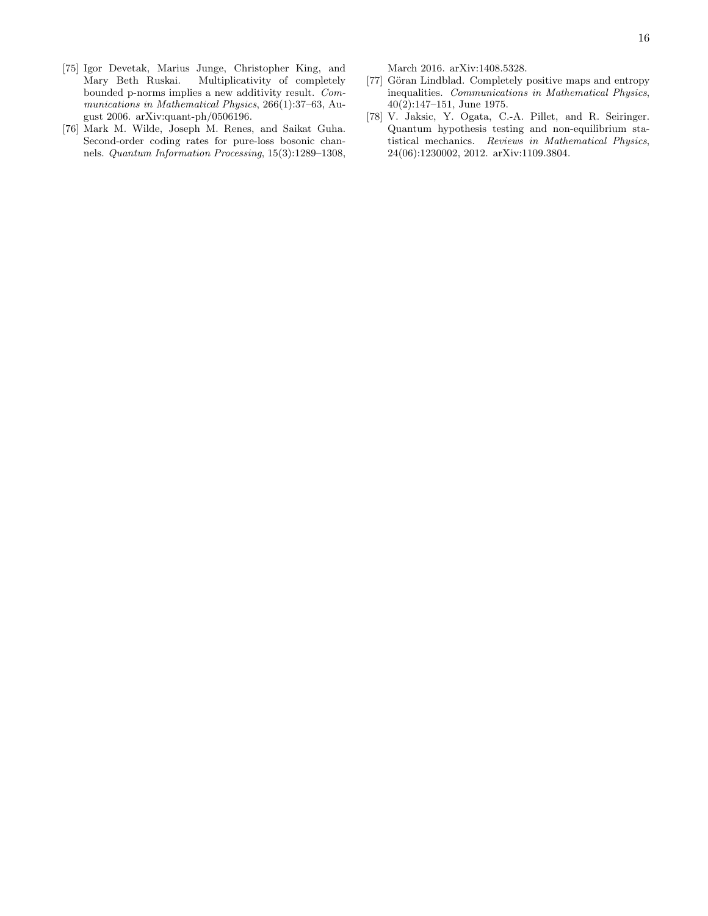[75] Igor Devetak, Marius Junge, Christopher King, and Mary Beth Ruskai. Multiplicativity of completely bounded p-norms implies a new additivity result. *Communications in Mathematical Physics*, 266(1):37–63, August 2006. arXiv:quant-ph/0506196.

[76] Mark M. Wilde, Joseph M. Renes, and Saikat Guha. Second-order coding rates for pure-loss bosonic channels. *Quantum Information Processing*, 15(3):1289–1308, March 2016. arXiv:1408.5328.

[77] Göran Lindblad. Completely positive maps and entropy inequalities. *Communications in Mathematical Physics*, 40(2):147–151, June 1975.

[78] V. Jaksic, Y. Ogata, C.-A. Pillet, and R. Seiringer. Quantum hypothesis testing and non-equilibrium statistical mechanics. *Reviews in Mathematical Physics*, 24(06):1230002, 2012. arXiv:1109.3804.